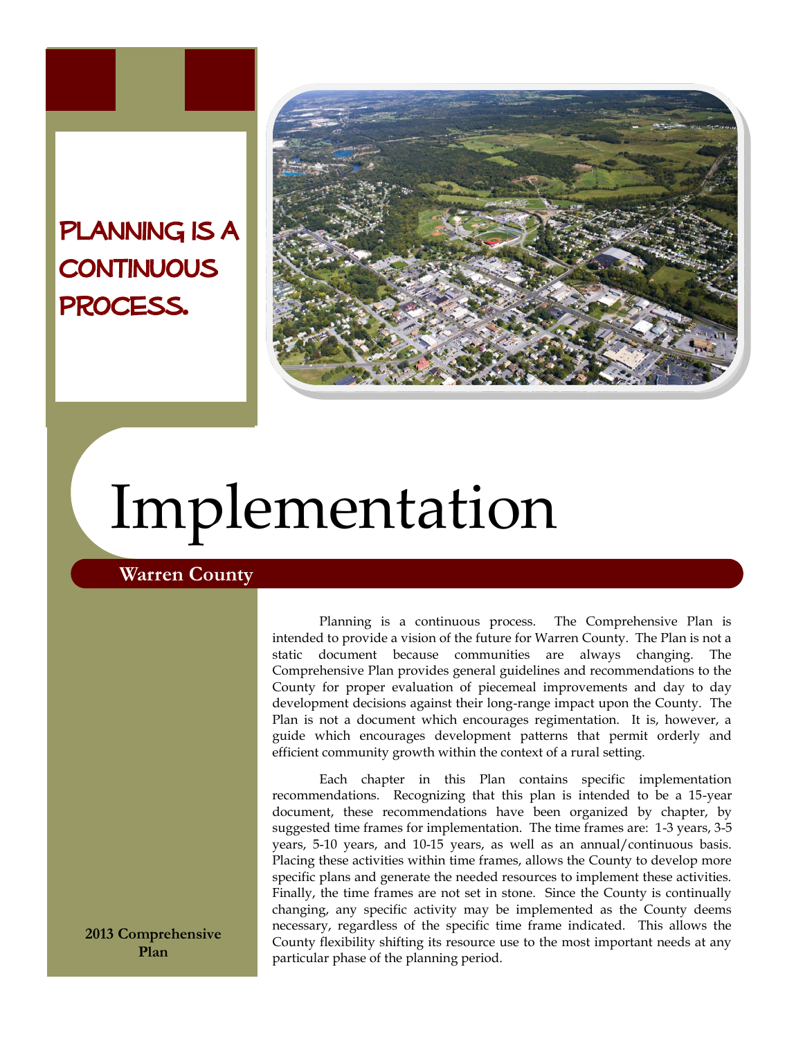PLANNING IS A CONTINUOUS PROCESS.

# Implementation

**Warren County**

Planning is a continuous process. The Comprehensive Plan is intended to provide a vision of the future for Warren County. The Plan is not a static document because communities are always changing. The Comprehensive Plan provides general guidelines and recommendations to the County for proper evaluation of piecemeal improvements and day to day development decisions against their long-range impact upon the County. The Plan is not a document which encourages regimentation. It is, however, a guide which encourages development patterns that permit orderly and efficient community growth within the context of a rural setting.

Each chapter in this Plan contains specific implementation recommendations. Recognizing that this plan is intended to be a 15-year document, these recommendations have been organized by chapter, by suggested time frames for implementation. The time frames are: 1-3 years, 3-5 years, 5-10 years, and 10-15 years, as well as an annual/continuous basis. Placing these activities within time frames, allows the County to develop more specific plans and generate the needed resources to implement these activities. Finally, the time frames are not set in stone. Since the County is continually changing, any specific activity may be implemented as the County deems necessary, regardless of the specific time frame indicated. This allows the County flexibility shifting its resource use to the most important needs at any particular phase of the planning period.

**2013 Comprehensive Plan**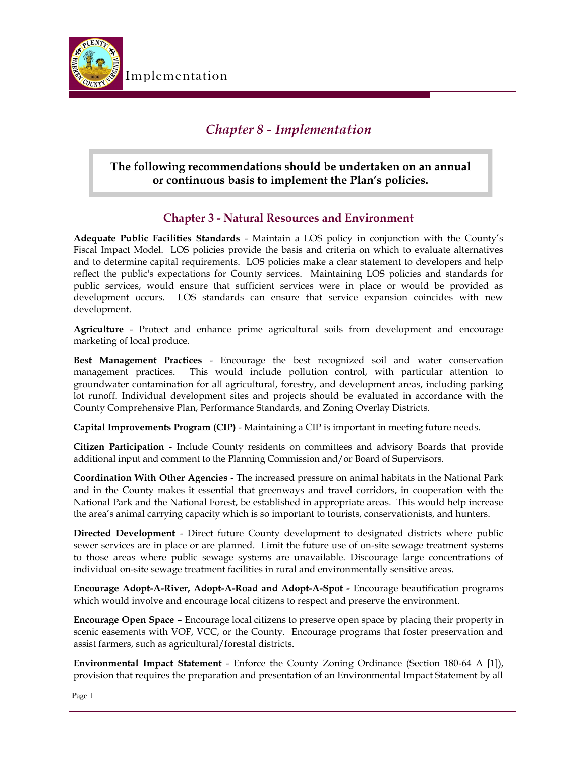# Chapter 8 - Implementation

**The following recommendations should be undertaken on an annual or continuous basis to implement the Plan's policies.**

## Chapter 3 - Natural Resources and Environment

**Adequate Public Facilities Standards** - Maintain a LOS policy in conjunction with the County's Fiscal Impact Model. LOS policies provide the basis and criteria on which to evaluate alternatives and to determine capital requirements. LOS policies make a clear statement to developers and help reflect the public's expectations for County services. Maintaining LOS policies and standards for public services, would ensure that sufficient services were in place or would be provided as development occurs. LOS standards can ensure that service expansion coincides with new development.

**Agriculture** - Protect and enhance prime agricultural soils from development and encourage marketing of local produce.

**Best Management Practices** - Encourage the best recognized soil and water conservation management practices. This would include pollution control, with particular attention to groundwater contamination for all agricultural, forestry, and development areas, including parking lot runoff. Individual development sites and projects should be evaluated in accordance with the County Comprehensive Plan, Performance Standards, and Zoning Overlay Districts.

**Capital Improvements Program (CIP)** - Maintaining a CIP is important in meeting future needs.

**Citizen Participation -** Include County residents on committees and advisory Boards that provide additional input and comment to the Planning Commission and/or Board of Supervisors.

**Coordination With Other Agencies** - The increased pressure on animal habitats in the National Park and in the County makes it essential that greenways and travel corridors, in cooperation with the National Park and the National Forest, be established in appropriate areas. This would help increase the area's animal carrying capacity which is so important to tourists, conservationists, and hunters.

**Directed Development** - Direct future County development to designated districts where public sewer services are in place or are planned. Limit the future use of on-site sewage treatment systems to those areas where public sewage systems are unavailable. Discourage large concentrations of individual on-site sewage treatment facilities in rural and environmentally sensitive areas.

**Encourage Adopt-A-River, Adopt-A-Road and Adopt-A-Spot -** Encourage beautification programs which would involve and encourage local citizens to respect and preserve the environment.

**Encourage Open Space –** Encourage local citizens to preserve open space by placing their property in scenic easements with VOF, VCC, or the County. Encourage programs that foster preservation and assist farmers, such as agricultural/forestal districts.

**Environmental Impact Statement** - Enforce the County Zoning Ordinance (Section 180-64 A [1]), provision that requires the preparation and presentation of an Environmental Impact Statement by all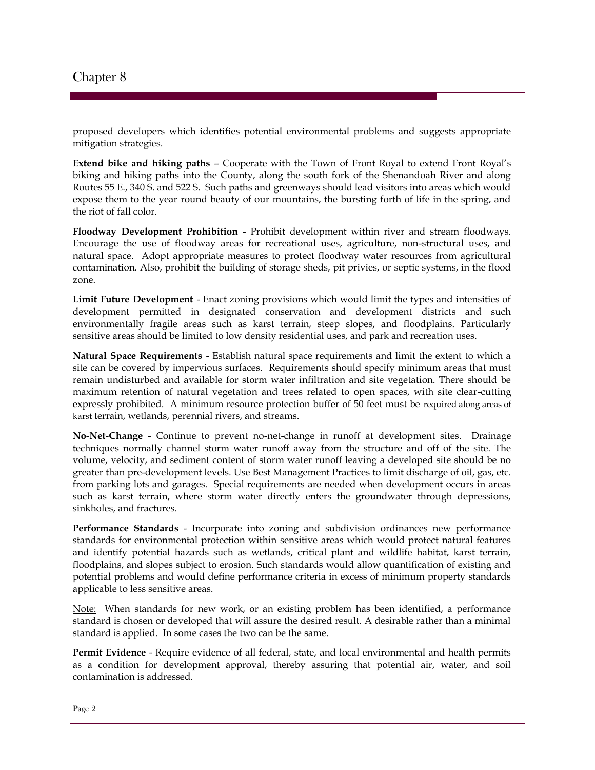proposed developers which identifies potential environmental problems and suggests appropriate mitigation strategies.

**Extend bike and hiking paths** – Cooperate with the Town of Front Royal to extend Front Royal's biking and hiking paths into the County, along the south fork of the Shenandoah River and along Routes 55 E., 340 S. and 522 S. Such paths and greenways should lead visitors into areas which would expose them to the year round beauty of our mountains, the bursting forth of life in the spring, and the riot of fall color.

**Floodway Development Prohibition** - Prohibit development within river and stream floodways. Encourage the use of floodway areas for recreational uses, agriculture, non-structural uses, and natural space. Adopt appropriate measures to protect floodway water resources from agricultural contamination. Also, prohibit the building of storage sheds, pit privies, or septic systems, in the flood zone.

**Limit Future Development** - Enact zoning provisions which would limit the types and intensities of development permitted in designated conservation and development districts and such environmentally fragile areas such as karst terrain, steep slopes, and floodplains. Particularly sensitive areas should be limited to low density residential uses, and park and recreation uses.

**Natural Space Requirements** - Establish natural space requirements and limit the extent to which a site can be covered by impervious surfaces. Requirements should specify minimum areas that must remain undisturbed and available for storm water infiltration and site vegetation. There should be maximum retention of natural vegetation and trees related to open spaces, with site clear-cutting expressly prohibited. A minimum resource protection buffer of 50 feet must be required along areas of karst terrain, wetlands, perennial rivers, and streams.

**No-Net-Change** - Continue to prevent no-net-change in runoff at development sites. Drainage techniques normally channel storm water runoff away from the structure and off of the site. The volume, velocity, and sediment content of storm water runoff leaving a developed site should be no greater than pre-development levels. Use Best Management Practices to limit discharge of oil, gas, etc. from parking lots and garages. Special requirements are needed when development occurs in areas such as karst terrain, where storm water directly enters the groundwater through depressions, sinkholes, and fractures.

**Performance Standards** - Incorporate into zoning and subdivision ordinances new performance standards for environmental protection within sensitive areas which would protect natural features and identify potential hazards such as wetlands, critical plant and wildlife habitat, karst terrain, floodplains, and slopes subject to erosion. Such standards would allow quantification of existing and potential problems and would define performance criteria in excess of minimum property standards applicable to less sensitive areas.

Note: When standards for new work, or an existing problem has been identified, a performance standard is chosen or developed that will assure the desired result. A desirable rather than a minimal standard is applied. In some cases the two can be the same.

**Permit Evidence** - Require evidence of all federal, state, and local environmental and health permits as a condition for development approval, thereby assuring that potential air, water, and soil contamination is addressed.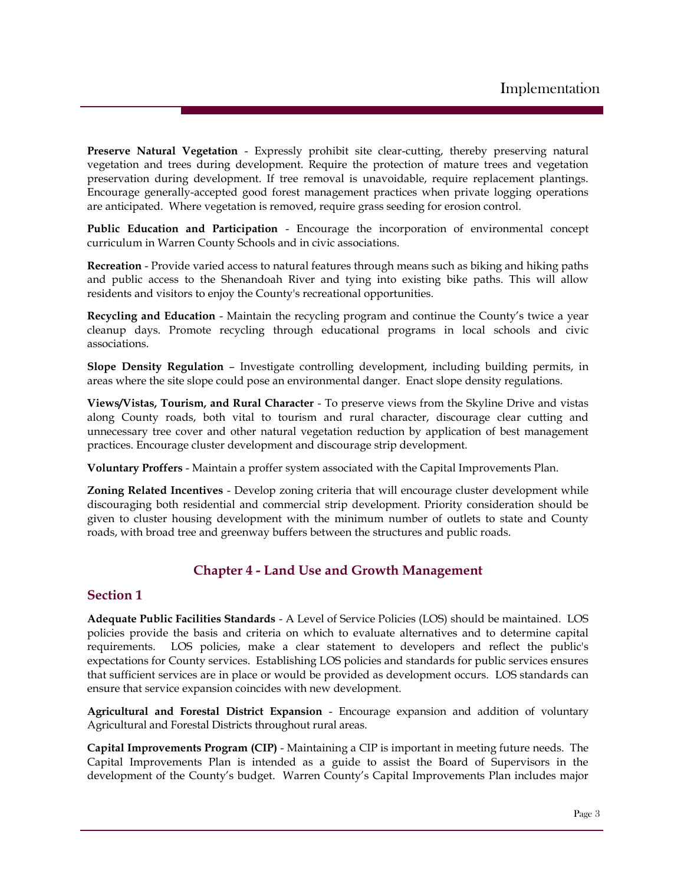**Preserve Natural Vegetation** - Expressly prohibit site clear-cutting, thereby preserving natural vegetation and trees during development. Require the protection of mature trees and vegetation preservation during development. If tree removal is unavoidable, require replacement plantings. Encourage generally-accepted good forest management practices when private logging operations are anticipated. Where vegetation is removed, require grass seeding for erosion control.

**Public Education and Participation** - Encourage the incorporation of environmental concept curriculum in Warren County Schools and in civic associations.

**Recreation** - Provide varied access to natural features through means such as biking and hiking paths and public access to the Shenandoah River and tying into existing bike paths. This will allow residents and visitors to enjoy the County's recreational opportunities.

**Recycling and Education** - Maintain the recycling program and continue the County's twice a year cleanup days. Promote recycling through educational programs in local schools and civic associations.

**Slope Density Regulation** – Investigate controlling development, including building permits, in areas where the site slope could pose an environmental danger. Enact slope density regulations.

**Views/Vistas, Tourism, and Rural Character** - To preserve views from the Skyline Drive and vistas along County roads, both vital to tourism and rural character, discourage clear cutting and unnecessary tree cover and other natural vegetation reduction by application of best management practices. Encourage cluster development and discourage strip development.

**Voluntary Proffers** - Maintain a proffer system associated with the Capital Improvements Plan.

**Zoning Related Incentives** - Develop zoning criteria that will encourage cluster development while discouraging both residential and commercial strip development. Priority consideration should be given to cluster housing development with the minimum number of outlets to state and County roads, with broad tree and greenway buffers between the structures and public roads.

## Chapter 4 - Land Use and Growth Management

### Section 1

**Adequate Public Facilities Standards** - A Level of Service Policies (LOS) should be maintained. LOS policies provide the basis and criteria on which to evaluate alternatives and to determine capital requirements. LOS policies, make a clear statement to developers and reflect the public's expectations for County services. Establishing LOS policies and standards for public services ensures that sufficient services are in place or would be provided as development occurs. LOS standards can ensure that service expansion coincides with new development.

**Agricultural and Forestal District Expansion** - Encourage expansion and addition of voluntary Agricultural and Forestal Districts throughout rural areas.

**Capital Improvements Program (CIP)** - Maintaining a CIP is important in meeting future needs. The Capital Improvements Plan is intended as a guide to assist the Board of Supervisors in the development of the County's budget. Warren County's Capital Improvements Plan includes major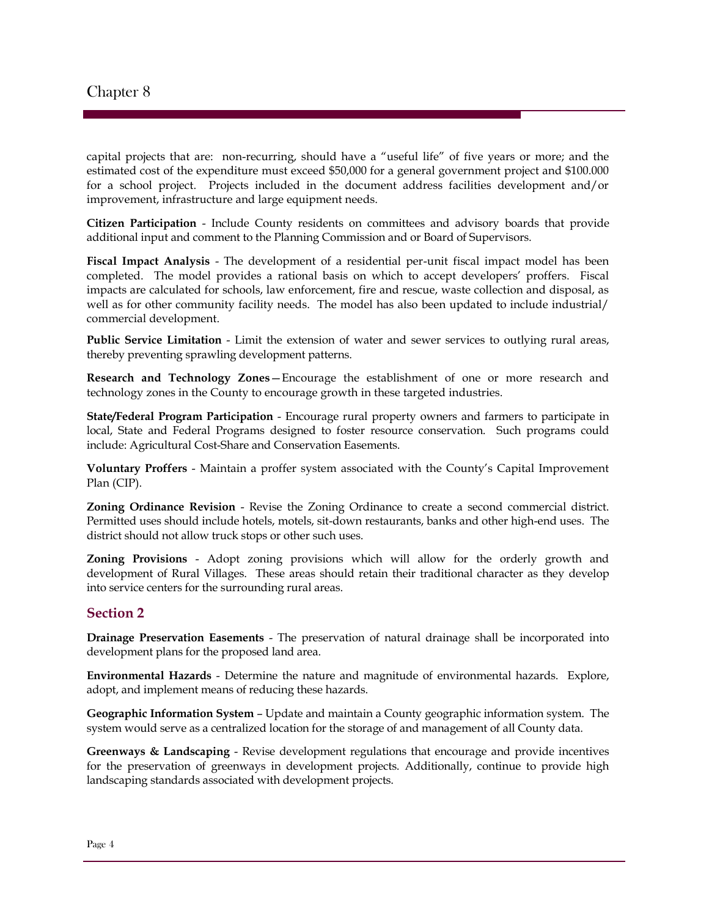capital projects that are: non-recurring, should have a "useful life" of five years or more; and the estimated cost of the expenditure must exceed $50,000 for a general government project and $100.000 for a school project. Projects included in the document address facilities development and/or improvement, infrastructure and large equipment needs.

**Citizen Participation** - Include County residents on committees and advisory boards that provide additional input and comment to the Planning Commission and or Board of Supervisors.

**Fiscal Impact Analysis** - The development of a residential per-unit fiscal impact model has been completed. The model provides a rational basis on which to accept developers' proffers. Fiscal impacts are calculated for schools, law enforcement, fire and rescue, waste collection and disposal, as well as for other community facility needs. The model has also been updated to include industrial/ commercial development.

**Public Service Limitation** - Limit the extension of water and sewer services to outlying rural areas, thereby preventing sprawling development patterns.

**Research and Technology Zones**—Encourage the establishment of one or more research and technology zones in the County to encourage growth in these targeted industries.

**State/Federal Program Participation** - Encourage rural property owners and farmers to participate in local, State and Federal Programs designed to foster resource conservation. Such programs could include: Agricultural Cost-Share and Conservation Easements.

**Voluntary Proffers** - Maintain a proffer system associated with the County's Capital Improvement Plan (CIP).

**Zoning Ordinance Revision** - Revise the Zoning Ordinance to create a second commercial district. Permitted uses should include hotels, motels, sit-down restaurants, banks and other high-end uses. The district should not allow truck stops or other such uses.

**Zoning Provisions** - Adopt zoning provisions which will allow for the orderly growth and development of Rural Villages. These areas should retain their traditional character as they develop into service centers for the surrounding rural areas.

## Section 2

**Drainage Preservation Easements** - The preservation of natural drainage shall be incorporated into development plans for the proposed land area.

**Environmental Hazards** - Determine the nature and magnitude of environmental hazards. Explore, adopt, and implement means of reducing these hazards.

**Geographic Information System** – Update and maintain a County geographic information system. The system would serve as a centralized location for the storage of and management of all County data.

**Greenways & Landscaping** - Revise development regulations that encourage and provide incentives for the preservation of greenways in development projects. Additionally, continue to provide high landscaping standards associated with development projects.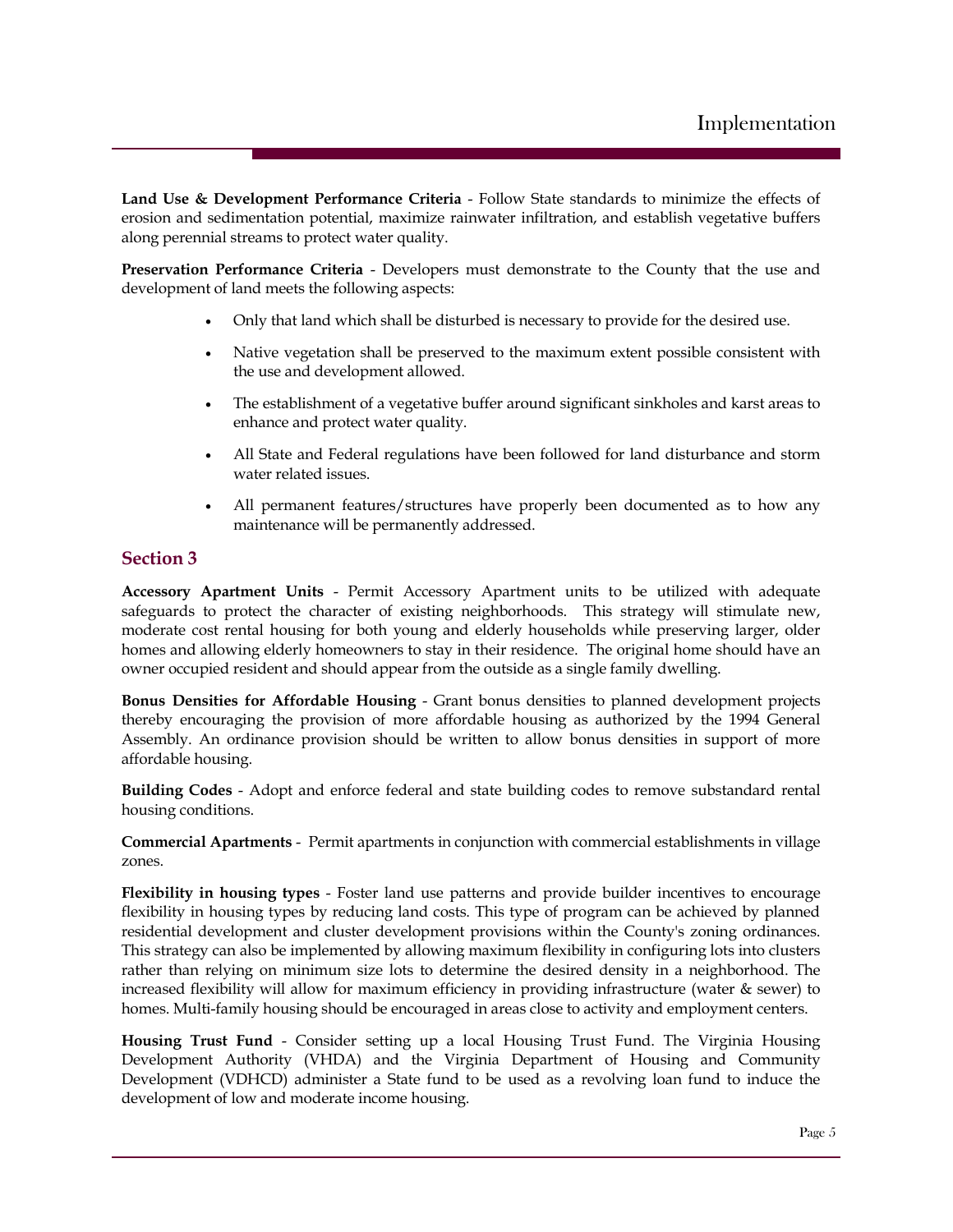**Land Use & Development Performance Criteria** - Follow State standards to minimize the effects of erosion and sedimentation potential, maximize rainwater infiltration, and establish vegetative buffers along perennial streams to protect water quality.

**Preservation Performance Criteria** - Developers must demonstrate to the County that the use and development of land meets the following aspects:

- Only that land which shall be disturbed is necessary to provide for the desired use.
- Native vegetation shall be preserved to the maximum extent possible consistent with the use and development allowed.
- The establishment of a vegetative buffer around significant sinkholes and karst areas to enhance and protect water quality.
- All State and Federal regulations have been followed for land disturbance and storm water related issues.
- All permanent features/structures have properly been documented as to how any maintenance will be permanently addressed.

## Section 3

**Accessory Apartment Units** - Permit Accessory Apartment units to be utilized with adequate safeguards to protect the character of existing neighborhoods. This strategy will stimulate new, moderate cost rental housing for both young and elderly households while preserving larger, older homes and allowing elderly homeowners to stay in their residence. The original home should have an owner occupied resident and should appear from the outside as a single family dwelling.

**Bonus Densities for Affordable Housing** - Grant bonus densities to planned development projects thereby encouraging the provision of more affordable housing as authorized by the 1994 General Assembly. An ordinance provision should be written to allow bonus densities in support of more affordable housing.

**Building Codes** - Adopt and enforce federal and state building codes to remove substandard rental housing conditions.

**Commercial Apartments** - Permit apartments in conjunction with commercial establishments in village zones.

**Flexibility in housing types** - Foster land use patterns and provide builder incentives to encourage flexibility in housing types by reducing land costs. This type of program can be achieved by planned residential development and cluster development provisions within the County's zoning ordinances. This strategy can also be implemented by allowing maximum flexibility in configuring lots into clusters rather than relying on minimum size lots to determine the desired density in a neighborhood. The increased flexibility will allow for maximum efficiency in providing infrastructure (water & sewer) to homes. Multi-family housing should be encouraged in areas close to activity and employment centers.

**Housing Trust Fund** - Consider setting up a local Housing Trust Fund. The Virginia Housing Development Authority (VHDA) and the Virginia Department of Housing and Community Development (VDHCD) administer a State fund to be used as a revolving loan fund to induce the development of low and moderate income housing.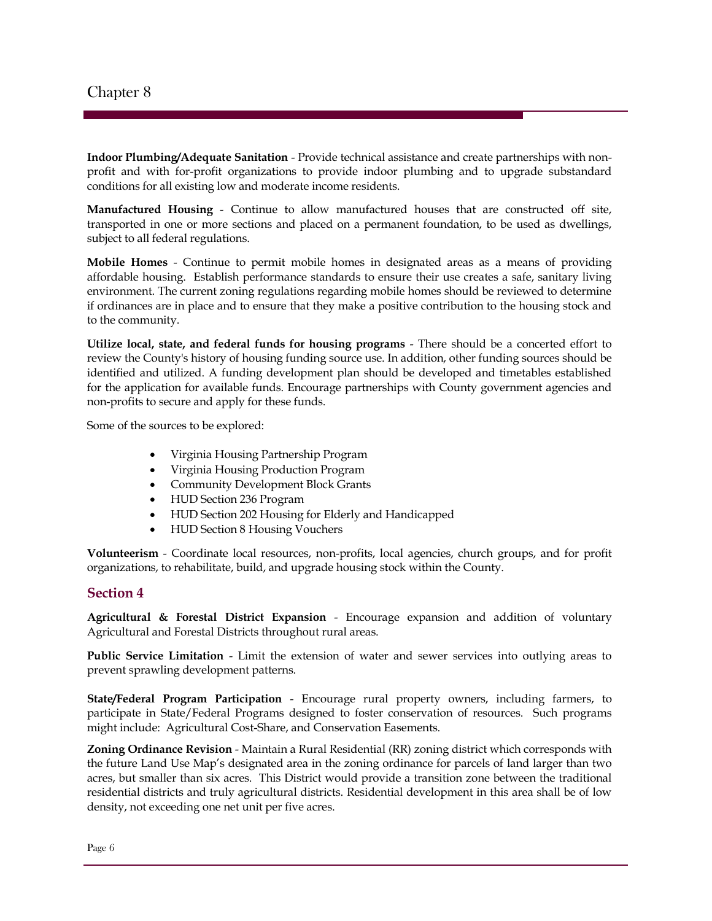**Indoor Plumbing/Adequate Sanitation** - Provide technical assistance and create partnerships with non-profit and with for-profit organizations to provide indoor plumbing and to upgrade substandard conditions for all existing low and moderate income residents.

**Manufactured Housing** - Continue to allow manufactured houses that are constructed off site, transported in one or more sections and placed on a permanent foundation, to be used as dwellings, subject to all federal regulations.

**Mobile Homes** - Continue to permit mobile homes in designated areas as a means of providing affordable housing. Establish performance standards to ensure their use creates a safe, sanitary living environment. The current zoning regulations regarding mobile homes should be reviewed to determine if ordinances are in place and to ensure that they make a positive contribution to the housing stock and to the community.

**Utilize local, state, and federal funds for housing programs** - There should be a concerted effort to review the County's history of housing funding source use. In addition, other funding sources should be identified and utilized. A funding development plan should be developed and timetables established for the application for available funds. Encourage partnerships with County government agencies and non-profits to secure and apply for these funds.

Some of the sources to be explored:

- Virginia Housing Partnership Program
- Virginia Housing Production Program
- Community Development Block Grants
- HUD Section 236 Program
- HUD Section 202 Housing for Elderly and Handicapped
- HUD Section 8 Housing Vouchers

**Volunteerism** - Coordinate local resources, non-profits, local agencies, church groups, and for profit organizations, to rehabilitate, build, and upgrade housing stock within the County.

## Section 4

**Agricultural & Forestal District Expansion** - Encourage expansion and addition of voluntary Agricultural and Forestal Districts throughout rural areas.

**Public Service Limitation** - Limit the extension of water and sewer services into outlying areas to prevent sprawling development patterns.

**State/Federal Program Participation** - Encourage rural property owners, including farmers, to participate in State/Federal Programs designed to foster conservation of resources. Such programs might include: Agricultural Cost-Share, and Conservation Easements.

**Zoning Ordinance Revision** - Maintain a Rural Residential (RR) zoning district which corresponds with the future Land Use Map's designated area in the zoning ordinance for parcels of land larger than two acres, but smaller than six acres. This District would provide a transition zone between the traditional residential districts and truly agricultural districts. Residential development in this area shall be of low density, not exceeding one net unit per five acres.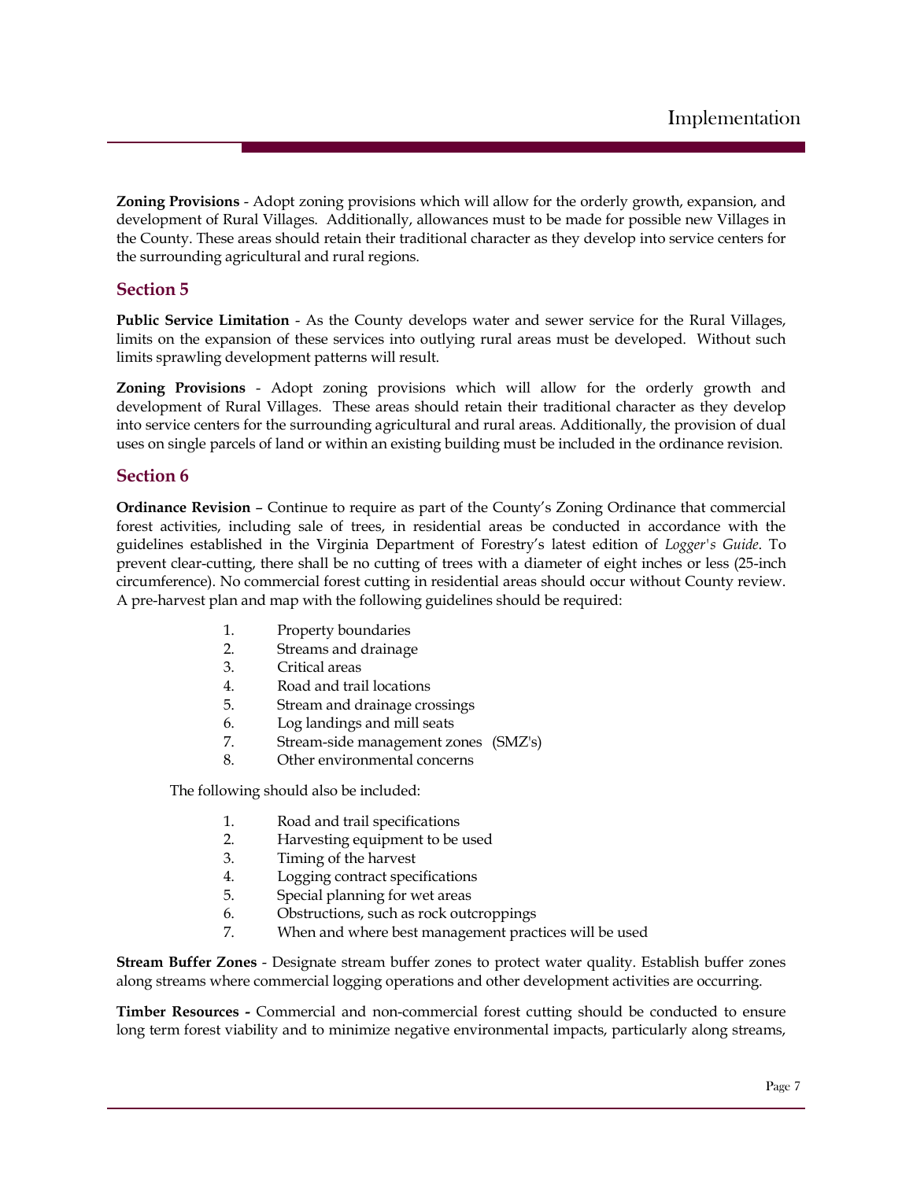**Zoning Provisions** - Adopt zoning provisions which will allow for the orderly growth, expansion, and development of Rural Villages. Additionally, allowances must to be made for possible new Villages in the County. These areas should retain their traditional character as they develop into service centers for the surrounding agricultural and rural regions.

## Section 5

**Public Service Limitation** - As the County develops water and sewer service for the Rural Villages, limits on the expansion of these services into outlying rural areas must be developed. Without such limits sprawling development patterns will result.

**Zoning Provisions** - Adopt zoning provisions which will allow for the orderly growth and development of Rural Villages. These areas should retain their traditional character as they develop into service centers for the surrounding agricultural and rural areas. Additionally, the provision of dual uses on single parcels of land or within an existing building must be included in the ordinance revision.

## Section 6

**Ordinance Revision** – Continue to require as part of the County's Zoning Ordinance that commercial forest activities, including sale of trees, in residential areas be conducted in accordance with the guidelines established in the Virginia Department of Forestry's latest edition of *Logger's Guide*. To prevent clear-cutting, there shall be no cutting of trees with a diameter of eight inches or less (25-inch circumference). No commercial forest cutting in residential areas should occur without County review. A pre-harvest plan and map with the following guidelines should be required:

1. Property boundaries
2. Streams and drainage
3. Critical areas
4. Road and trail locations
5. Stream and drainage crossings
6. Log landings and mill seats
7. Stream-side management zones (SMZ's)
8. Other environmental concerns

The following should also be included:

1. Road and trail specifications
2. Harvesting equipment to be used
3. Timing of the harvest
4. Logging contract specifications
5. Special planning for wet areas
6. Obstructions, such as rock outcroppings
7. When and where best management practices will be used

**Stream Buffer Zones** - Designate stream buffer zones to protect water quality. Establish buffer zones along streams where commercial logging operations and other development activities are occurring.

**Timber Resources -** Commercial and non-commercial forest cutting should be conducted to ensure long term forest viability and to minimize negative environmental impacts, particularly along streams,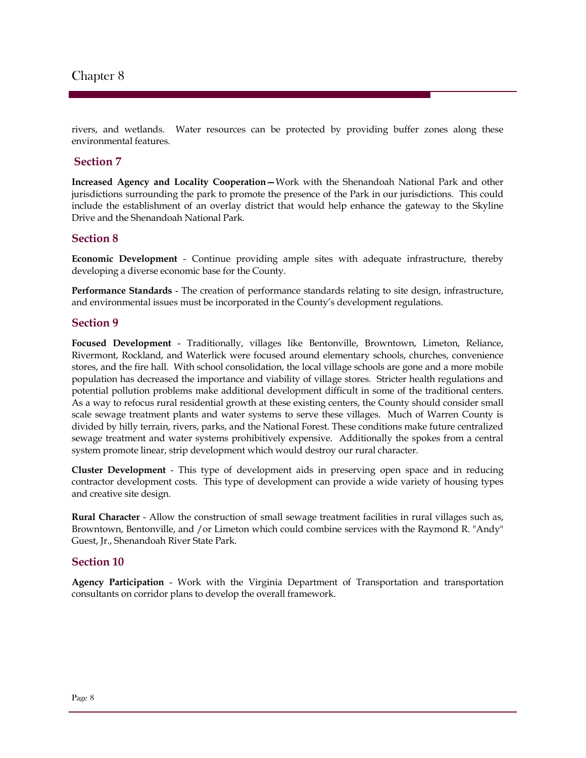rivers, and wetlands. Water resources can be protected by providing buffer zones along these environmental features.

## Section 7

**Increased Agency and Locality Cooperation—**Work with the Shenandoah National Park and other jurisdictions surrounding the park to promote the presence of the Park in our jurisdictions. This could include the establishment of an overlay district that would help enhance the gateway to the Skyline Drive and the Shenandoah National Park.

## Section 8

**Economic Development** - Continue providing ample sites with adequate infrastructure, thereby developing a diverse economic base for the County.

**Performance Standards** - The creation of performance standards relating to site design, infrastructure, and environmental issues must be incorporated in the County's development regulations.

## Section 9

**Focused Development** - Traditionally, villages like Bentonville, Browntown, Limeton, Reliance, Rivermont, Rockland, and Waterlick were focused around elementary schools, churches, convenience stores, and the fire hall. With school consolidation, the local village schools are gone and a more mobile population has decreased the importance and viability of village stores. Stricter health regulations and potential pollution problems make additional development difficult in some of the traditional centers. As a way to refocus rural residential growth at these existing centers, the County should consider small scale sewage treatment plants and water systems to serve these villages. Much of Warren County is divided by hilly terrain, rivers, parks, and the National Forest. These conditions make future centralized sewage treatment and water systems prohibitively expensive. Additionally the spokes from a central system promote linear, strip development which would destroy our rural character.

**Cluster Development** - This type of development aids in preserving open space and in reducing contractor development costs. This type of development can provide a wide variety of housing types and creative site design.

**Rural Character** - Allow the construction of small sewage treatment facilities in rural villages such as, Browntown, Bentonville, and /or Limeton which could combine services with the Raymond R. "Andy" Guest, Jr., Shenandoah River State Park.

## Section 10

**Agency Participation** - Work with the Virginia Department of Transportation and transportation consultants on corridor plans to develop the overall framework.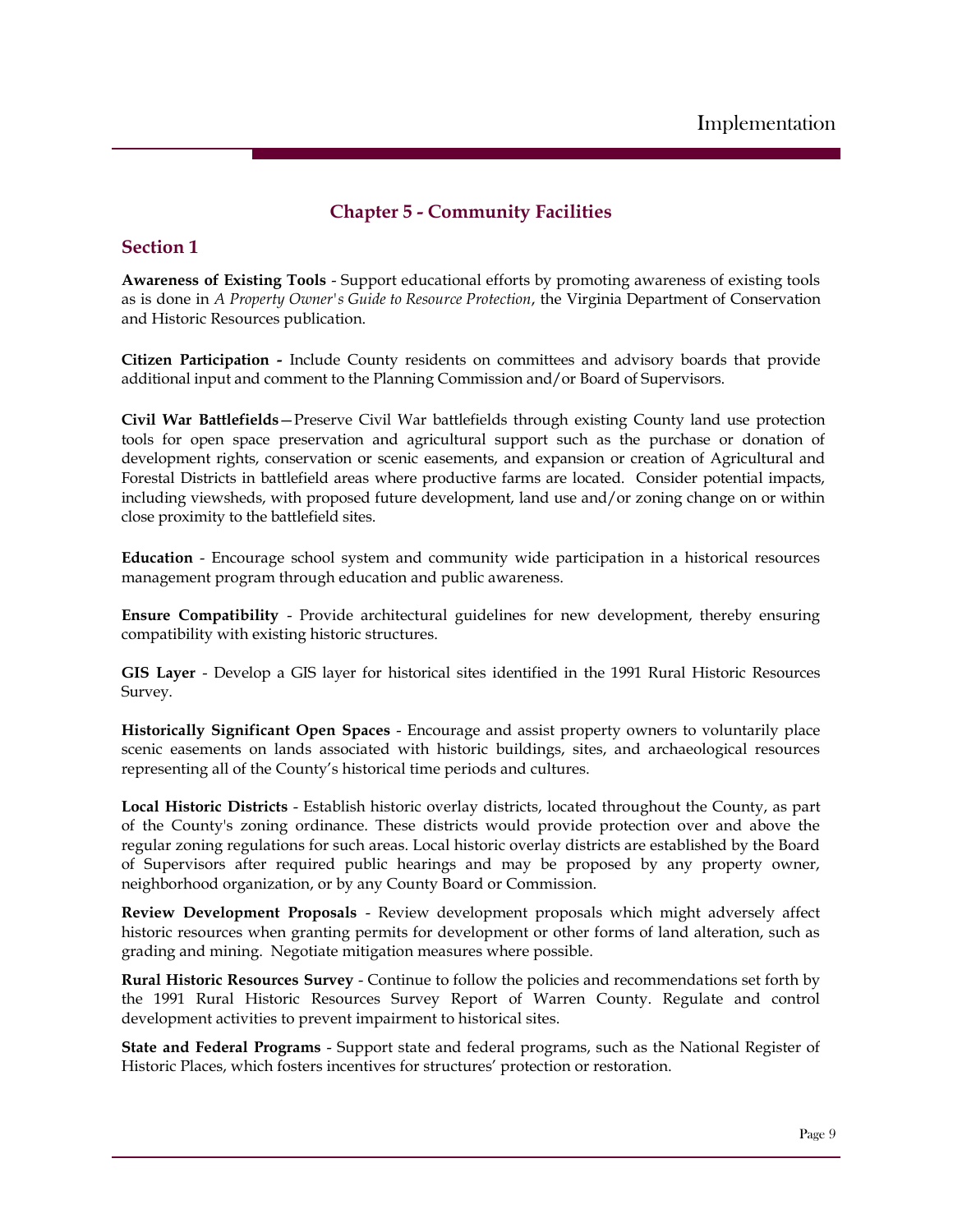## Chapter 5 - Community Facilities

### Section 1

**Awareness of Existing Tools** - Support educational efforts by promoting awareness of existing tools as is done in *A Property Owner's Guide to Resource Protection*, the Virginia Department of Conservation and Historic Resources publication.

**Citizen Participation -** Include County residents on committees and advisory boards that provide additional input and comment to the Planning Commission and/or Board of Supervisors.

**Civil War Battlefields**—Preserve Civil War battlefields through existing County land use protection tools for open space preservation and agricultural support such as the purchase or donation of development rights, conservation or scenic easements, and expansion or creation of Agricultural and Forestal Districts in battlefield areas where productive farms are located. Consider potential impacts, including viewsheds, with proposed future development, land use and/or zoning change on or within close proximity to the battlefield sites.

**Education** - Encourage school system and community wide participation in a historical resources management program through education and public awareness.

**Ensure Compatibility** - Provide architectural guidelines for new development, thereby ensuring compatibility with existing historic structures.

**GIS Layer** - Develop a GIS layer for historical sites identified in the 1991 Rural Historic Resources Survey.

**Historically Significant Open Spaces** - Encourage and assist property owners to voluntarily place scenic easements on lands associated with historic buildings, sites, and archaeological resources representing all of the County's historical time periods and cultures.

**Local Historic Districts** - Establish historic overlay districts, located throughout the County, as part of the County's zoning ordinance. These districts would provide protection over and above the regular zoning regulations for such areas. Local historic overlay districts are established by the Board of Supervisors after required public hearings and may be proposed by any property owner, neighborhood organization, or by any County Board or Commission.

**Review Development Proposals** - Review development proposals which might adversely affect historic resources when granting permits for development or other forms of land alteration, such as grading and mining. Negotiate mitigation measures where possible.

**Rural Historic Resources Survey** - Continue to follow the policies and recommendations set forth by the 1991 Rural Historic Resources Survey Report of Warren County. Regulate and control development activities to prevent impairment to historical sites.

**State and Federal Programs** - Support state and federal programs, such as the National Register of Historic Places, which fosters incentives for structures' protection or restoration.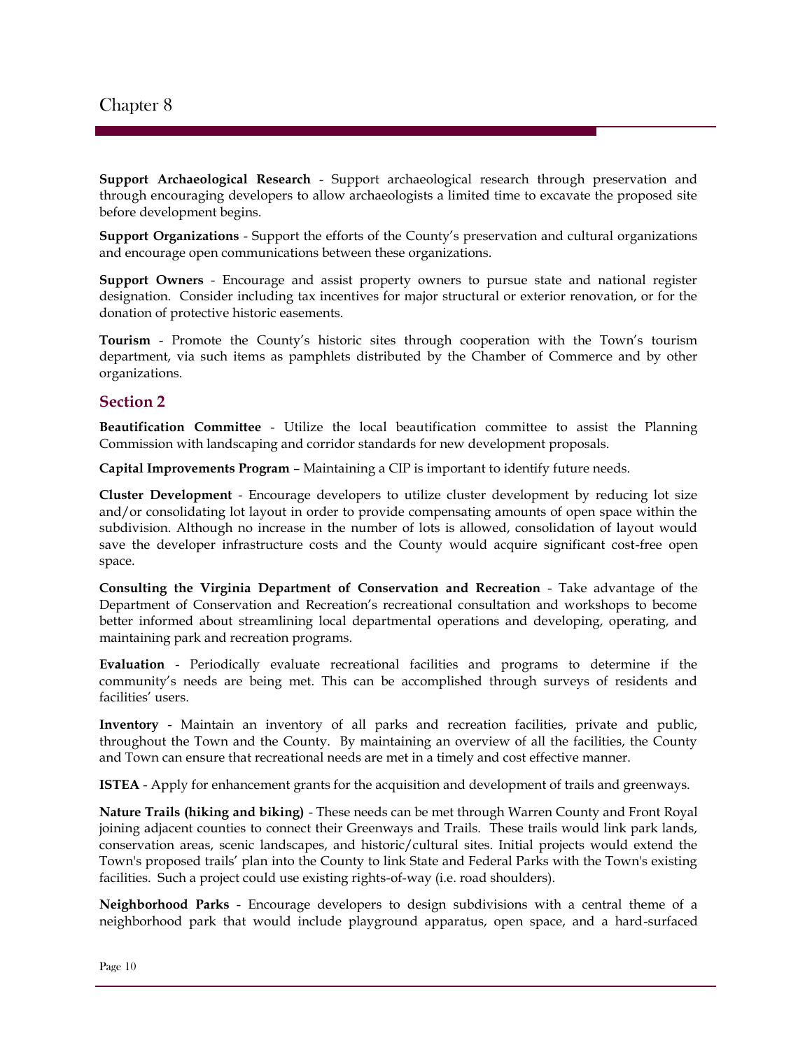**Support Archaeological Research** - Support archaeological research through preservation and through encouraging developers to allow archaeologists a limited time to excavate the proposed site before development begins.

**Support Organizations** - Support the efforts of the County's preservation and cultural organizations and encourage open communications between these organizations.

**Support Owners** - Encourage and assist property owners to pursue state and national register designation. Consider including tax incentives for major structural or exterior renovation, or for the donation of protective historic easements.

**Tourism** - Promote the County's historic sites through cooperation with the Town's tourism department, via such items as pamphlets distributed by the Chamber of Commerce and by other organizations.

## Section 2

**Beautification Committee** - Utilize the local beautification committee to assist the Planning Commission with landscaping and corridor standards for new development proposals.

**Capital Improvements Program** – Maintaining a CIP is important to identify future needs.

**Cluster Development** - Encourage developers to utilize cluster development by reducing lot size and/or consolidating lot layout in order to provide compensating amounts of open space within the subdivision. Although no increase in the number of lots is allowed, consolidation of layout would save the developer infrastructure costs and the County would acquire significant cost-free open space.

**Consulting the Virginia Department of Conservation and Recreation** - Take advantage of the Department of Conservation and Recreation's recreational consultation and workshops to become better informed about streamlining local departmental operations and developing, operating, and maintaining park and recreation programs.

**Evaluation** - Periodically evaluate recreational facilities and programs to determine if the community's needs are being met. This can be accomplished through surveys of residents and facilities' users.

**Inventory** - Maintain an inventory of all parks and recreation facilities, private and public, throughout the Town and the County. By maintaining an overview of all the facilities, the County and Town can ensure that recreational needs are met in a timely and cost effective manner.

**ISTEA** - Apply for enhancement grants for the acquisition and development of trails and greenways.

**Nature Trails (hiking and biking)** - These needs can be met through Warren County and Front Royal joining adjacent counties to connect their Greenways and Trails. These trails would link park lands, conservation areas, scenic landscapes, and historic/cultural sites. Initial projects would extend the Town's proposed trails' plan into the County to link State and Federal Parks with the Town's existing facilities. Such a project could use existing rights-of-way (i.e. road shoulders).

**Neighborhood Parks** - Encourage developers to design subdivisions with a central theme of a neighborhood park that would include playground apparatus, open space, and a hard-surfaced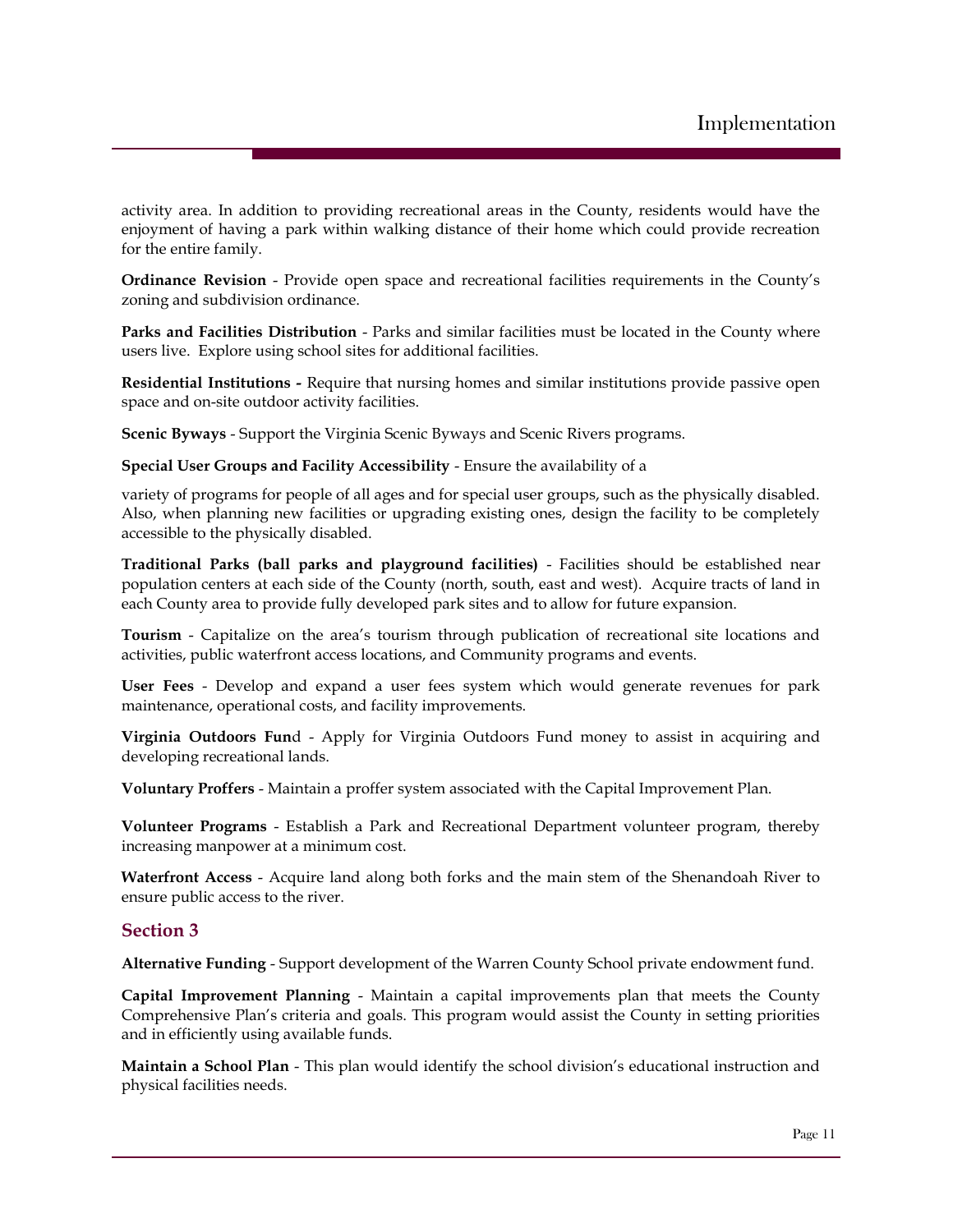activity area. In addition to providing recreational areas in the County, residents would have the enjoyment of having a park within walking distance of their home which could provide recreation for the entire family.

**Ordinance Revision** - Provide open space and recreational facilities requirements in the County's zoning and subdivision ordinance.

**Parks and Facilities Distribution** - Parks and similar facilities must be located in the County where users live. Explore using school sites for additional facilities.

**Residential Institutions -** Require that nursing homes and similar institutions provide passive open space and on-site outdoor activity facilities.

**Scenic Byways** - Support the Virginia Scenic Byways and Scenic Rivers programs.

**Special User Groups and Facility Accessibility** - Ensure the availability of a

variety of programs for people of all ages and for special user groups, such as the physically disabled. Also, when planning new facilities or upgrading existing ones, design the facility to be completely accessible to the physically disabled.

**Traditional Parks (ball parks and playground facilities)** - Facilities should be established near population centers at each side of the County (north, south, east and west). Acquire tracts of land in each County area to provide fully developed park sites and to allow for future expansion.

**Tourism** - Capitalize on the area's tourism through publication of recreational site locations and activities, public waterfront access locations, and Community programs and events.

**User Fees** - Develop and expand a user fees system which would generate revenues for park maintenance, operational costs, and facility improvements.

**Virginia Outdoors Fun**d - Apply for Virginia Outdoors Fund money to assist in acquiring and developing recreational lands.

**Voluntary Proffers** - Maintain a proffer system associated with the Capital Improvement Plan.

**Volunteer Programs** - Establish a Park and Recreational Department volunteer program, thereby increasing manpower at a minimum cost.

**Waterfront Access** - Acquire land along both forks and the main stem of the Shenandoah River to ensure public access to the river.

## Section 3

**Alternative Funding** - Support development of the Warren County School private endowment fund.

**Capital Improvement Planning** - Maintain a capital improvements plan that meets the County Comprehensive Plan's criteria and goals. This program would assist the County in setting priorities and in efficiently using available funds.

**Maintain a School Plan** - This plan would identify the school division's educational instruction and physical facilities needs.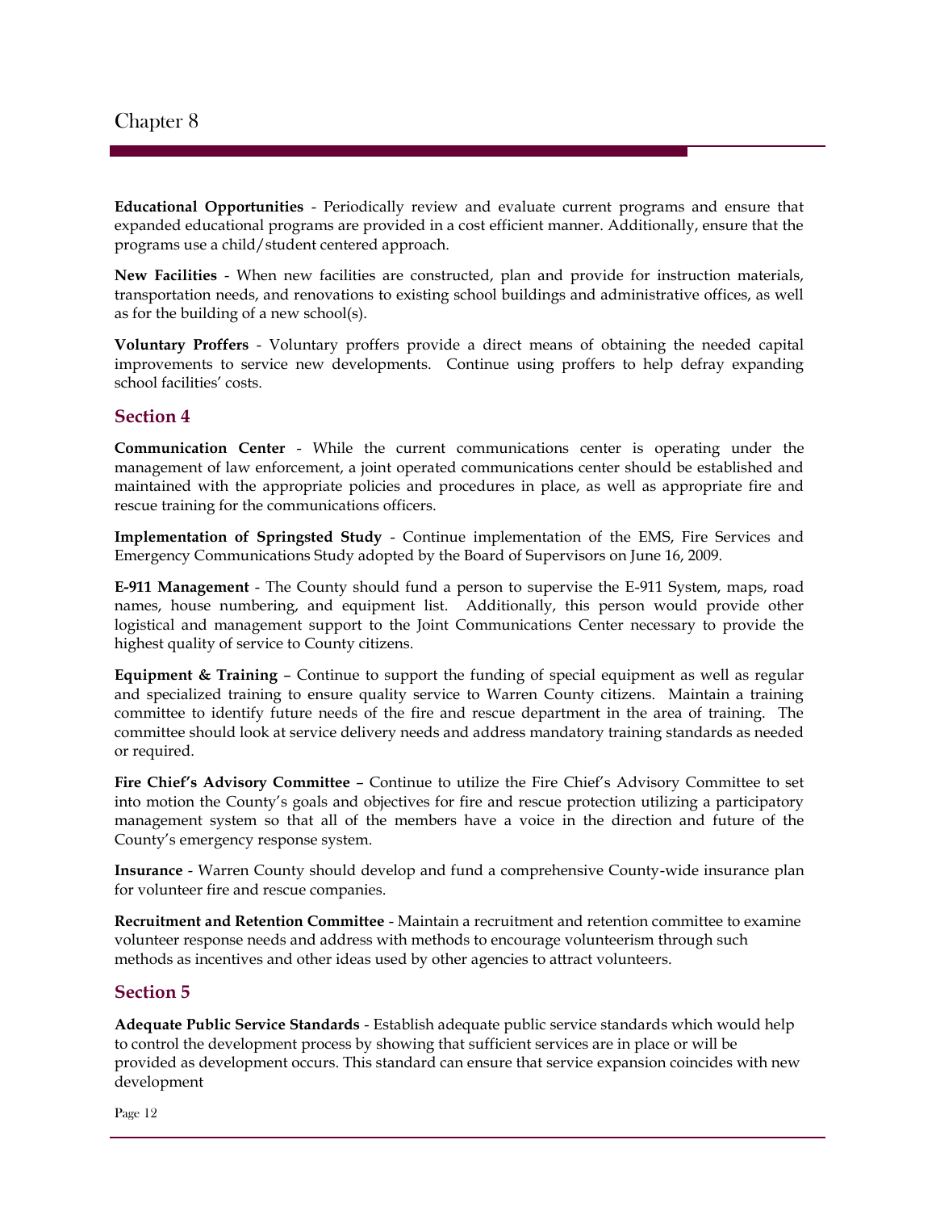**Educational Opportunities** - Periodically review and evaluate current programs and ensure that expanded educational programs are provided in a cost efficient manner. Additionally, ensure that the programs use a child/student centered approach.

**New Facilities** - When new facilities are constructed, plan and provide for instruction materials, transportation needs, and renovations to existing school buildings and administrative offices, as well as for the building of a new school(s).

**Voluntary Proffers** - Voluntary proffers provide a direct means of obtaining the needed capital improvements to service new developments. Continue using proffers to help defray expanding school facilities' costs.

## Section 4

**Communication Center** - While the current communications center is operating under the management of law enforcement, a joint operated communications center should be established and maintained with the appropriate policies and procedures in place, as well as appropriate fire and rescue training for the communications officers.

**Implementation of Springsted Study** - Continue implementation of the EMS, Fire Services and Emergency Communications Study adopted by the Board of Supervisors on June 16, 2009.

**E-911 Management** - The County should fund a person to supervise the E-911 System, maps, road names, house numbering, and equipment list. Additionally, this person would provide other logistical and management support to the Joint Communications Center necessary to provide the highest quality of service to County citizens.

**Equipment & Training** – Continue to support the funding of special equipment as well as regular and specialized training to ensure quality service to Warren County citizens. Maintain a training committee to identify future needs of the fire and rescue department in the area of training. The committee should look at service delivery needs and address mandatory training standards as needed or required.

**Fire Chief's Advisory Committee** – Continue to utilize the Fire Chief's Advisory Committee to set into motion the County's goals and objectives for fire and rescue protection utilizing a participatory management system so that all of the members have a voice in the direction and future of the County's emergency response system.

**Insurance** - Warren County should develop and fund a comprehensive County-wide insurance plan for volunteer fire and rescue companies.

**Recruitment and Retention Committee** - Maintain a recruitment and retention committee to examine volunteer response needs and address with methods to encourage volunteerism through such methods as incentives and other ideas used by other agencies to attract volunteers.

## Section 5

**Adequate Public Service Standards** - Establish adequate public service standards which would help to control the development process by showing that sufficient services are in place or will be provided as development occurs. This standard can ensure that service expansion coincides with new development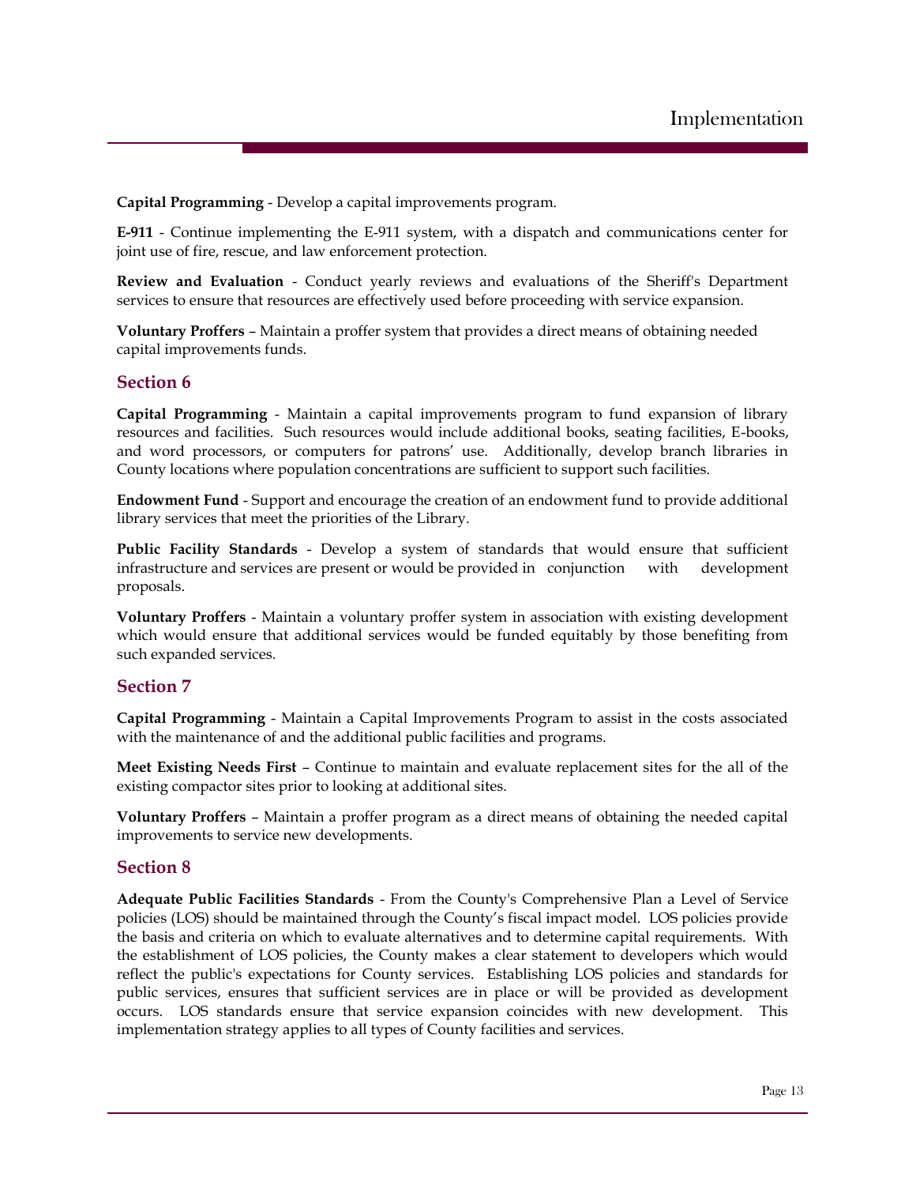**Capital Programming** - Develop a capital improvements program.

**E-911** - Continue implementing the E-911 system, with a dispatch and communications center for joint use of fire, rescue, and law enforcement protection.

**Review and Evaluation** - Conduct yearly reviews and evaluations of the Sheriff's Department services to ensure that resources are effectively used before proceeding with service expansion.

**Voluntary Proffers** – Maintain a proffer system that provides a direct means of obtaining needed capital improvements funds.

## Section 6

**Capital Programming** - Maintain a capital improvements program to fund expansion of library resources and facilities. Such resources would include additional books, seating facilities, E-books, and word processors, or computers for patrons' use. Additionally, develop branch libraries in County locations where population concentrations are sufficient to support such facilities.

**Endowment Fund** - Support and encourage the creation of an endowment fund to provide additional library services that meet the priorities of the Library.

**Public Facility Standards** - Develop a system of standards that would ensure that sufficient infrastructure and services are present or would be provided in conjunction with development proposals.

**Voluntary Proffers** - Maintain a voluntary proffer system in association with existing development which would ensure that additional services would be funded equitably by those benefiting from such expanded services.

## Section 7

**Capital Programming** - Maintain a Capital Improvements Program to assist in the costs associated with the maintenance of and the additional public facilities and programs.

**Meet Existing Needs First** – Continue to maintain and evaluate replacement sites for the all of the existing compactor sites prior to looking at additional sites.

**Voluntary Proffers** – Maintain a proffer program as a direct means of obtaining the needed capital improvements to service new developments.

## Section 8

**Adequate Public Facilities Standards** - From the County's Comprehensive Plan a Level of Service policies (LOS) should be maintained through the County's fiscal impact model. LOS policies provide the basis and criteria on which to evaluate alternatives and to determine capital requirements. With the establishment of LOS policies, the County makes a clear statement to developers which would reflect the public's expectations for County services. Establishing LOS policies and standards for public services, ensures that sufficient services are in place or will be provided as development occurs. LOS standards ensure that service expansion coincides with new development. This implementation strategy applies to all types of County facilities and services.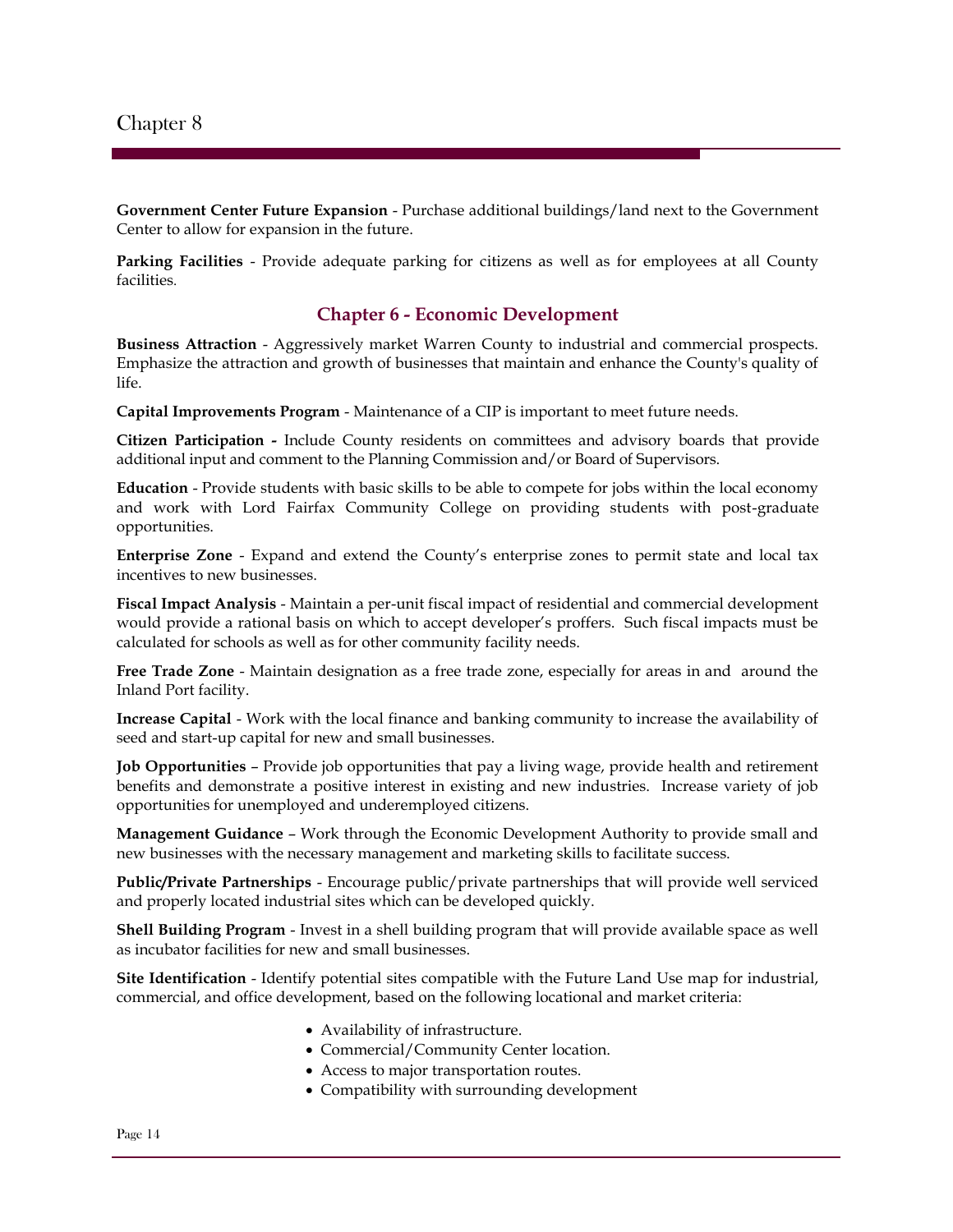**Government Center Future Expansion** - Purchase additional buildings/land next to the Government Center to allow for expansion in the future.

**Parking Facilities** - Provide adequate parking for citizens as well as for employees at all County facilities.

## Chapter 6 - Economic Development

**Business Attraction** - Aggressively market Warren County to industrial and commercial prospects. Emphasize the attraction and growth of businesses that maintain and enhance the County's quality of life.

**Capital Improvements Program** - Maintenance of a CIP is important to meet future needs.

**Citizen Participation -** Include County residents on committees and advisory boards that provide additional input and comment to the Planning Commission and/or Board of Supervisors.

**Education** - Provide students with basic skills to be able to compete for jobs within the local economy and work with Lord Fairfax Community College on providing students with post-graduate opportunities.

**Enterprise Zone** - Expand and extend the County's enterprise zones to permit state and local tax incentives to new businesses.

**Fiscal Impact Analysis** - Maintain a per-unit fiscal impact of residential and commercial development would provide a rational basis on which to accept developer's proffers. Such fiscal impacts must be calculated for schools as well as for other community facility needs.

**Free Trade Zone** - Maintain designation as a free trade zone, especially for areas in and around the Inland Port facility.

**Increase Capital** - Work with the local finance and banking community to increase the availability of seed and start-up capital for new and small businesses.

**Job Opportunities** – Provide job opportunities that pay a living wage, provide health and retirement benefits and demonstrate a positive interest in existing and new industries. Increase variety of job opportunities for unemployed and underemployed citizens.

**Management Guidance** – Work through the Economic Development Authority to provide small and new businesses with the necessary management and marketing skills to facilitate success.

**Public/Private Partnerships** - Encourage public/private partnerships that will provide well serviced and properly located industrial sites which can be developed quickly.

**Shell Building Program** - Invest in a shell building program that will provide available space as well as incubator facilities for new and small businesses.

**Site Identification** - Identify potential sites compatible with the Future Land Use map for industrial, commercial, and office development, based on the following locational and market criteria:

- Availability of infrastructure.
- Commercial/Community Center location.
- Access to major transportation routes.
- Compatibility with surrounding development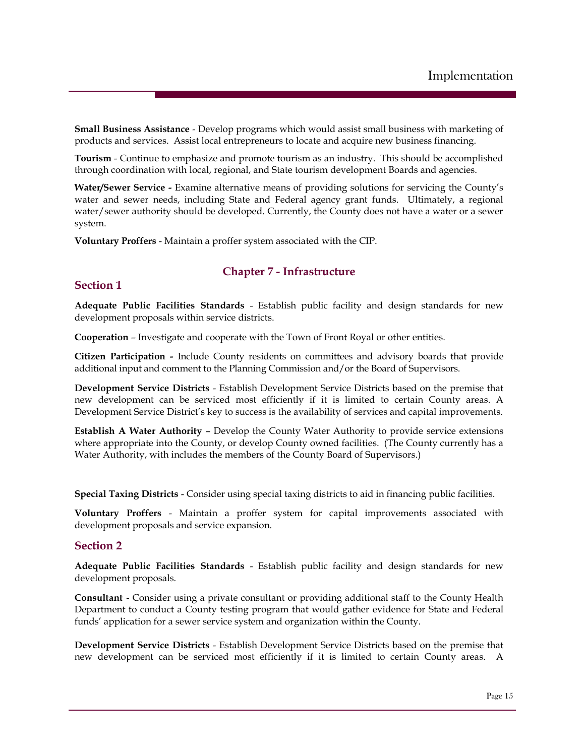**Small Business Assistance** - Develop programs which would assist small business with marketing of products and services. Assist local entrepreneurs to locate and acquire new business financing.

**Tourism** - Continue to emphasize and promote tourism as an industry. This should be accomplished through coordination with local, regional, and State tourism development Boards and agencies.

**Water/Sewer Service -** Examine alternative means of providing solutions for servicing the County's water and sewer needs, including State and Federal agency grant funds. Ultimately, a regional water/sewer authority should be developed. Currently, the County does not have a water or a sewer system.

**Voluntary Proffers** - Maintain a proffer system associated with the CIP.

## Chapter 7 - Infrastructure

### Section 1

**Adequate Public Facilities Standards** - Establish public facility and design standards for new development proposals within service districts.

**Cooperation** – Investigate and cooperate with the Town of Front Royal or other entities.

**Citizen Participation -** Include County residents on committees and advisory boards that provide additional input and comment to the Planning Commission and/or the Board of Supervisors.

**Development Service Districts** - Establish Development Service Districts based on the premise that new development can be serviced most efficiently if it is limited to certain County areas. A Development Service District's key to success is the availability of services and capital improvements.

**Establish A Water Authority** – Develop the County Water Authority to provide service extensions where appropriate into the County, or develop County owned facilities. (The County currently has a Water Authority, with includes the members of the County Board of Supervisors.)

**Special Taxing Districts** - Consider using special taxing districts to aid in financing public facilities.

**Voluntary Proffers** - Maintain a proffer system for capital improvements associated with development proposals and service expansion.

### Section 2

**Adequate Public Facilities Standards** - Establish public facility and design standards for new development proposals.

**Consultant** - Consider using a private consultant or providing additional staff to the County Health Department to conduct a County testing program that would gather evidence for State and Federal funds' application for a sewer service system and organization within the County.

**Development Service Districts** - Establish Development Service Districts based on the premise that new development can be serviced most efficiently if it is limited to certain County areas. A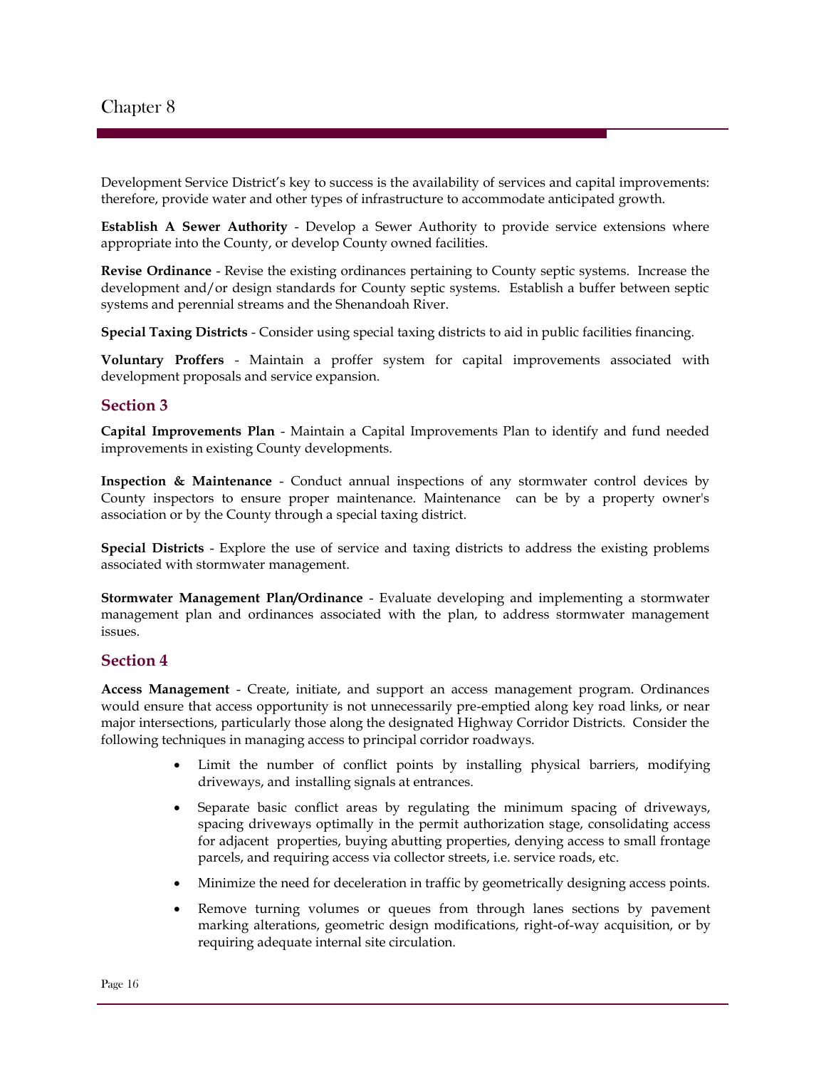Development Service District's key to success is the availability of services and capital improvements: therefore, provide water and other types of infrastructure to accommodate anticipated growth.

**Establish A Sewer Authority** - Develop a Sewer Authority to provide service extensions where appropriate into the County, or develop County owned facilities.

**Revise Ordinance** - Revise the existing ordinances pertaining to County septic systems. Increase the development and/or design standards for County septic systems. Establish a buffer between septic systems and perennial streams and the Shenandoah River.

**Special Taxing Districts** - Consider using special taxing districts to aid in public facilities financing.

**Voluntary Proffers** - Maintain a proffer system for capital improvements associated with development proposals and service expansion.

## Section 3

**Capital Improvements Plan** - Maintain a Capital Improvements Plan to identify and fund needed improvements in existing County developments.

**Inspection & Maintenance** - Conduct annual inspections of any stormwater control devices by County inspectors to ensure proper maintenance. Maintenance can be by a property owner's association or by the County through a special taxing district.

**Special Districts** - Explore the use of service and taxing districts to address the existing problems associated with stormwater management.

**Stormwater Management Plan/Ordinance** - Evaluate developing and implementing a stormwater management plan and ordinances associated with the plan, to address stormwater management issues.

## Section 4

**Access Management** - Create, initiate, and support an access management program. Ordinances would ensure that access opportunity is not unnecessarily pre-emptied along key road links, or near major intersections, particularly those along the designated Highway Corridor Districts. Consider the following techniques in managing access to principal corridor roadways.

- Limit the number of conflict points by installing physical barriers, modifying driveways, and installing signals at entrances.
- Separate basic conflict areas by regulating the minimum spacing of driveways, spacing driveways optimally in the permit authorization stage, consolidating access for adjacent properties, buying abutting properties, denying access to small frontage parcels, and requiring access via collector streets, i.e. service roads, etc.
- Minimize the need for deceleration in traffic by geometrically designing access points.
- Remove turning volumes or queues from through lanes sections by pavement marking alterations, geometric design modifications, right-of-way acquisition, or by requiring adequate internal site circulation.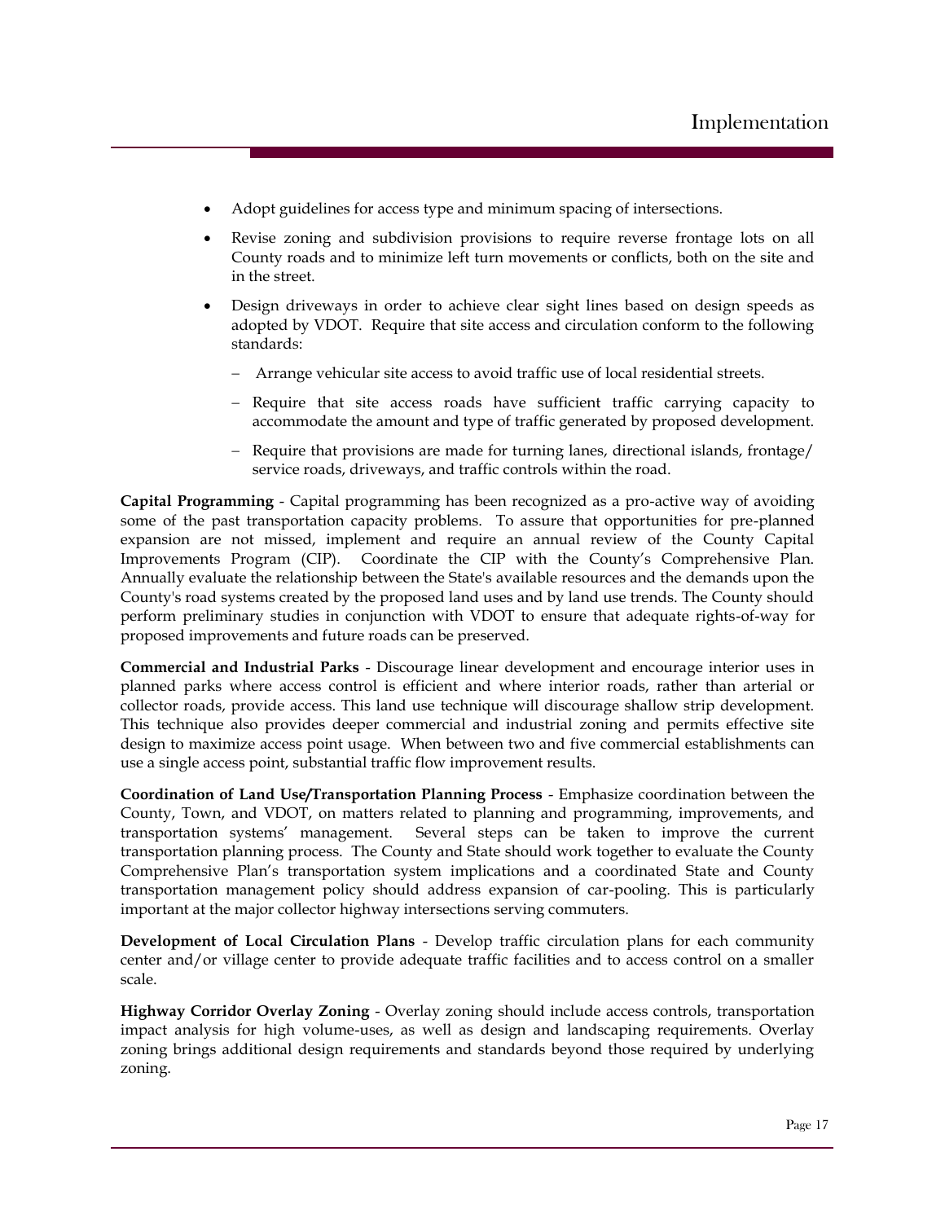- Adopt guidelines for access type and minimum spacing of intersections.
- Revise zoning and subdivision provisions to require reverse frontage lots on all County roads and to minimize left turn movements or conflicts, both on the site and in the street.
- Design driveways in order to achieve clear sight lines based on design speeds as adopted by VDOT. Require that site access and circulation conform to the following standards:
  - Arrange vehicular site access to avoid traffic use of local residential streets.
  - Require that site access roads have sufficient traffic carrying capacity to accommodate the amount and type of traffic generated by proposed development.
  - Require that provisions are made for turning lanes, directional islands, frontage/ service roads, driveways, and traffic controls within the road.

**Capital Programming** - Capital programming has been recognized as a pro-active way of avoiding some of the past transportation capacity problems. To assure that opportunities for pre-planned expansion are not missed, implement and require an annual review of the County Capital Improvements Program (CIP). Coordinate the CIP with the County's Comprehensive Plan. Annually evaluate the relationship between the State's available resources and the demands upon the County's road systems created by the proposed land uses and by land use trends. The County should perform preliminary studies in conjunction with VDOT to ensure that adequate rights-of-way for proposed improvements and future roads can be preserved.

**Commercial and Industrial Parks** - Discourage linear development and encourage interior uses in planned parks where access control is efficient and where interior roads, rather than arterial or collector roads, provide access. This land use technique will discourage shallow strip development. This technique also provides deeper commercial and industrial zoning and permits effective site design to maximize access point usage. When between two and five commercial establishments can use a single access point, substantial traffic flow improvement results.

**Coordination of Land Use/Transportation Planning Process** - Emphasize coordination between the County, Town, and VDOT, on matters related to planning and programming, improvements, and transportation systems' management. Several steps can be taken to improve the current transportation planning process. The County and State should work together to evaluate the County Comprehensive Plan's transportation system implications and a coordinated State and County transportation management policy should address expansion of car-pooling. This is particularly important at the major collector highway intersections serving commuters.

**Development of Local Circulation Plans** - Develop traffic circulation plans for each community center and/or village center to provide adequate traffic facilities and to access control on a smaller scale.

**Highway Corridor Overlay Zoning** - Overlay zoning should include access controls, transportation impact analysis for high volume-uses, as well as design and landscaping requirements. Overlay zoning brings additional design requirements and standards beyond those required by underlying zoning.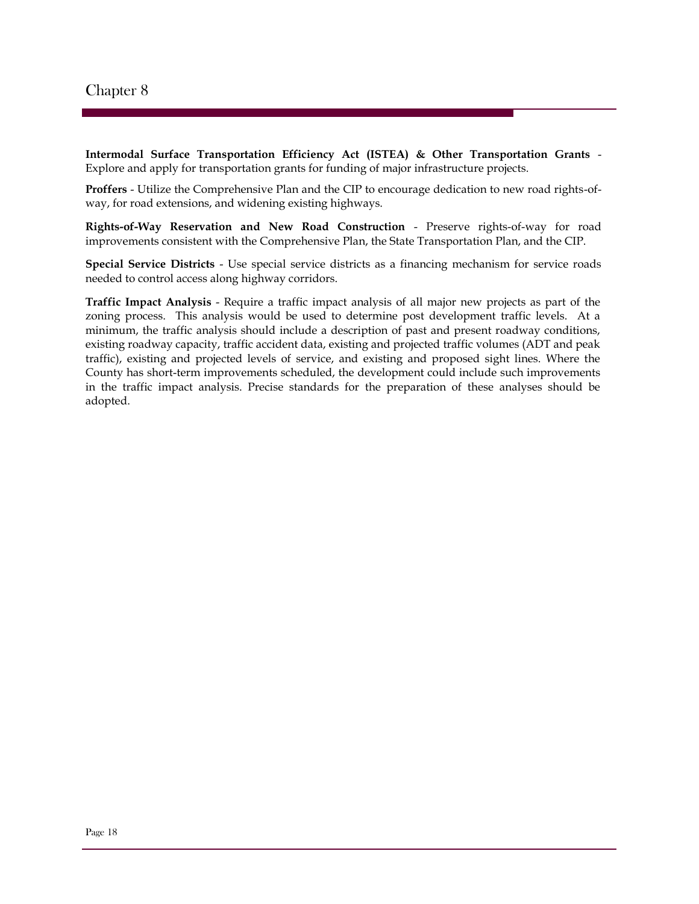**Intermodal Surface Transportation Efficiency Act (ISTEA) & Other Transportation Grants** - Explore and apply for transportation grants for funding of major infrastructure projects.

**Proffers** - Utilize the Comprehensive Plan and the CIP to encourage dedication to new road rights-of-way, for road extensions, and widening existing highways.

**Rights-of-Way Reservation and New Road Construction** - Preserve rights-of-way for road improvements consistent with the Comprehensive Plan, the State Transportation Plan, and the CIP.

**Special Service Districts** - Use special service districts as a financing mechanism for service roads needed to control access along highway corridors.

**Traffic Impact Analysis** - Require a traffic impact analysis of all major new projects as part of the zoning process. This analysis would be used to determine post development traffic levels. At a minimum, the traffic analysis should include a description of past and present roadway conditions, existing roadway capacity, traffic accident data, existing and projected traffic volumes (ADT and peak traffic), existing and projected levels of service, and existing and proposed sight lines. Where the County has short-term improvements scheduled, the development could include such improvements in the traffic impact analysis. Precise standards for the preparation of these analyses should be adopted.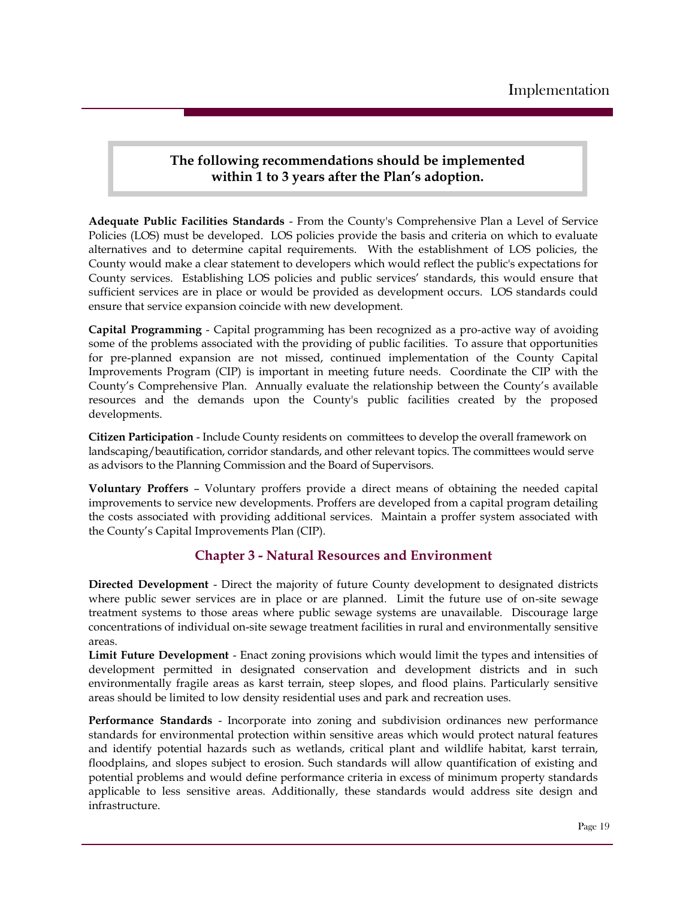**The following recommendations should be implemented within 1 to 3 years after the Plan's adoption.**

**Adequate Public Facilities Standards** - From the County's Comprehensive Plan a Level of Service Policies (LOS) must be developed. LOS policies provide the basis and criteria on which to evaluate alternatives and to determine capital requirements. With the establishment of LOS policies, the County would make a clear statement to developers which would reflect the public's expectations for County services. Establishing LOS policies and public services' standards, this would ensure that sufficient services are in place or would be provided as development occurs. LOS standards could ensure that service expansion coincide with new development.

**Capital Programming** - Capital programming has been recognized as a pro-active way of avoiding some of the problems associated with the providing of public facilities. To assure that opportunities for pre-planned expansion are not missed, continued implementation of the County Capital Improvements Program (CIP) is important in meeting future needs. Coordinate the CIP with the County's Comprehensive Plan. Annually evaluate the relationship between the County's available resources and the demands upon the County's public facilities created by the proposed developments.

**Citizen Participation** - Include County residents on committees to develop the overall framework on landscaping/beautification, corridor standards, and other relevant topics. The committees would serve as advisors to the Planning Commission and the Board of Supervisors.

**Voluntary Proffers** – Voluntary proffers provide a direct means of obtaining the needed capital improvements to service new developments. Proffers are developed from a capital program detailing the costs associated with providing additional services. Maintain a proffer system associated with the County's Capital Improvements Plan (CIP).

## Chapter 3 - Natural Resources and Environment

**Directed Development** - Direct the majority of future County development to designated districts where public sewer services are in place or are planned. Limit the future use of on-site sewage treatment systems to those areas where public sewage systems are unavailable. Discourage large concentrations of individual on-site sewage treatment facilities in rural and environmentally sensitive areas.

**Limit Future Development** - Enact zoning provisions which would limit the types and intensities of development permitted in designated conservation and development districts and in such environmentally fragile areas as karst terrain, steep slopes, and flood plains. Particularly sensitive areas should be limited to low density residential uses and park and recreation uses.

**Performance Standards** - Incorporate into zoning and subdivision ordinances new performance standards for environmental protection within sensitive areas which would protect natural features and identify potential hazards such as wetlands, critical plant and wildlife habitat, karst terrain, floodplains, and slopes subject to erosion. Such standards will allow quantification of existing and potential problems and would define performance criteria in excess of minimum property standards applicable to less sensitive areas. Additionally, these standards would address site design and infrastructure.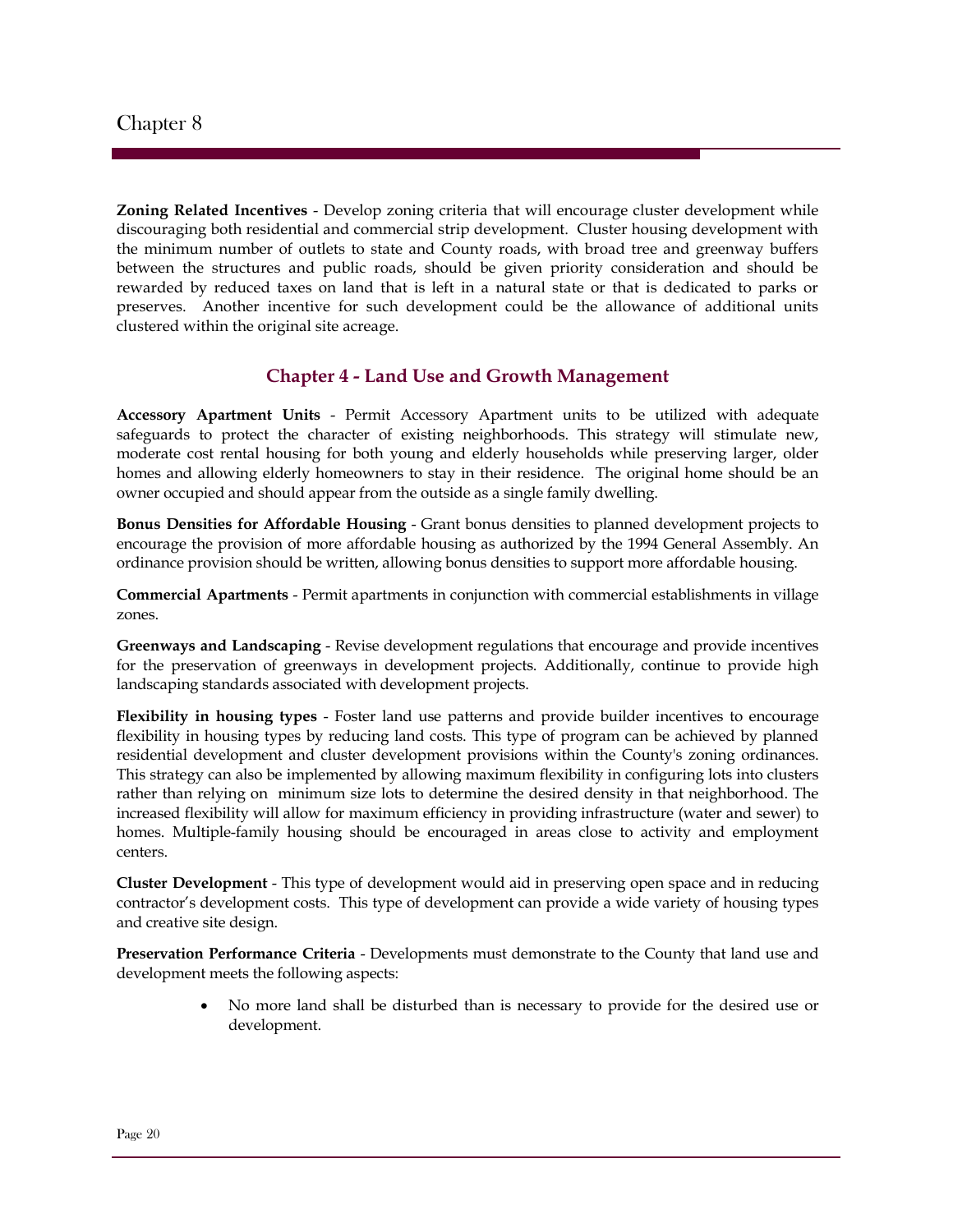**Zoning Related Incentives** - Develop zoning criteria that will encourage cluster development while discouraging both residential and commercial strip development. Cluster housing development with the minimum number of outlets to state and County roads, with broad tree and greenway buffers between the structures and public roads, should be given priority consideration and should be rewarded by reduced taxes on land that is left in a natural state or that is dedicated to parks or preserves. Another incentive for such development could be the allowance of additional units clustered within the original site acreage.

## Chapter 4 - Land Use and Growth Management

**Accessory Apartment Units** - Permit Accessory Apartment units to be utilized with adequate safeguards to protect the character of existing neighborhoods. This strategy will stimulate new, moderate cost rental housing for both young and elderly households while preserving larger, older homes and allowing elderly homeowners to stay in their residence. The original home should be an owner occupied and should appear from the outside as a single family dwelling.

**Bonus Densities for Affordable Housing** - Grant bonus densities to planned development projects to encourage the provision of more affordable housing as authorized by the 1994 General Assembly. An ordinance provision should be written, allowing bonus densities to support more affordable housing.

**Commercial Apartments** - Permit apartments in conjunction with commercial establishments in village zones.

**Greenways and Landscaping** - Revise development regulations that encourage and provide incentives for the preservation of greenways in development projects. Additionally, continue to provide high landscaping standards associated with development projects.

**Flexibility in housing types** - Foster land use patterns and provide builder incentives to encourage flexibility in housing types by reducing land costs. This type of program can be achieved by planned residential development and cluster development provisions within the County's zoning ordinances. This strategy can also be implemented by allowing maximum flexibility in configuring lots into clusters rather than relying on minimum size lots to determine the desired density in that neighborhood. The increased flexibility will allow for maximum efficiency in providing infrastructure (water and sewer) to homes. Multiple-family housing should be encouraged in areas close to activity and employment centers.

**Cluster Development** - This type of development would aid in preserving open space and in reducing contractor's development costs. This type of development can provide a wide variety of housing types and creative site design.

**Preservation Performance Criteria** - Developments must demonstrate to the County that land use and development meets the following aspects:

- No more land shall be disturbed than is necessary to provide for the desired use or development.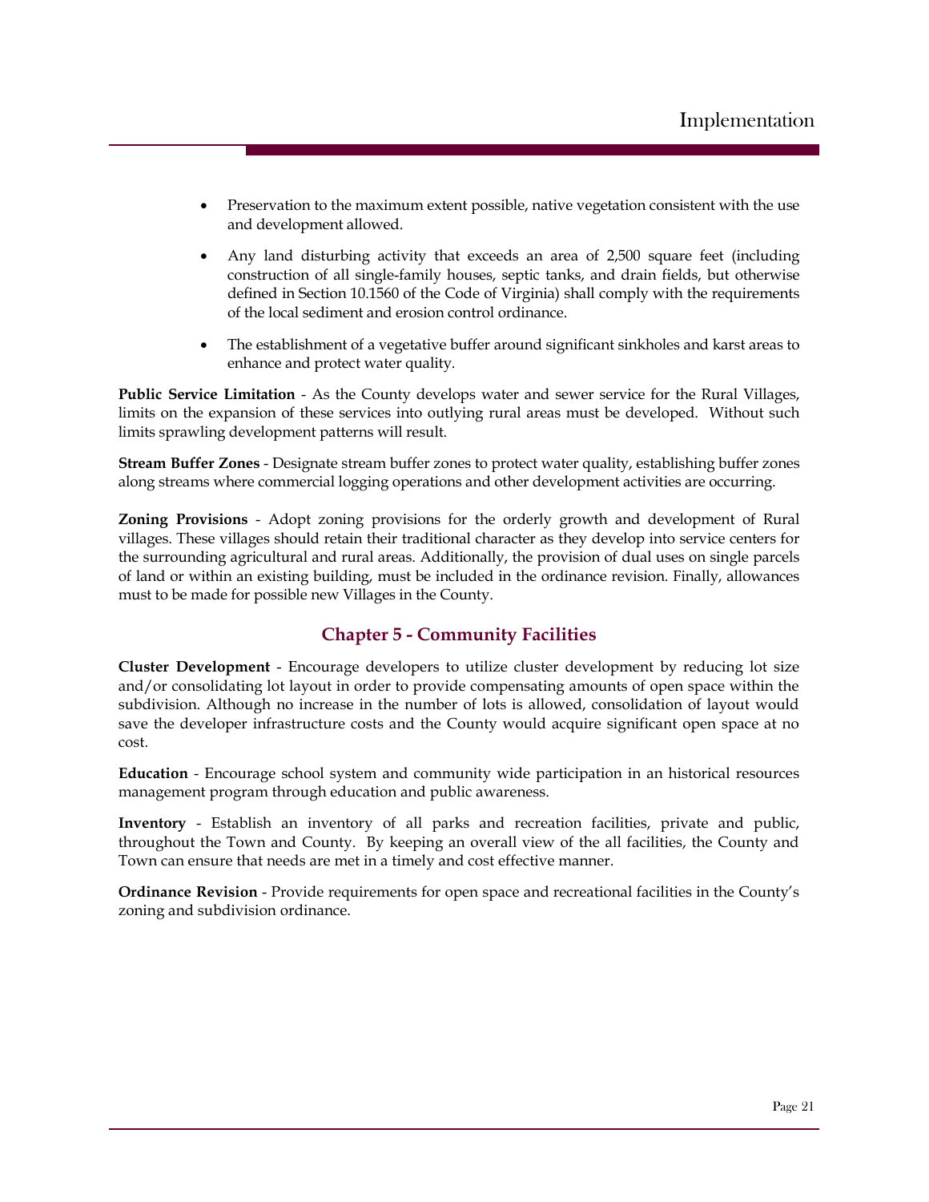- Preservation to the maximum extent possible, native vegetation consistent with the use and development allowed.
- Any land disturbing activity that exceeds an area of 2,500 square feet (including construction of all single-family houses, septic tanks, and drain fields, but otherwise defined in Section 10.1560 of the Code of Virginia) shall comply with the requirements of the local sediment and erosion control ordinance.
- The establishment of a vegetative buffer around significant sinkholes and karst areas to enhance and protect water quality.

**Public Service Limitation** - As the County develops water and sewer service for the Rural Villages, limits on the expansion of these services into outlying rural areas must be developed. Without such limits sprawling development patterns will result.

**Stream Buffer Zones** - Designate stream buffer zones to protect water quality, establishing buffer zones along streams where commercial logging operations and other development activities are occurring.

**Zoning Provisions** - Adopt zoning provisions for the orderly growth and development of Rural villages. These villages should retain their traditional character as they develop into service centers for the surrounding agricultural and rural areas. Additionally, the provision of dual uses on single parcels of land or within an existing building, must be included in the ordinance revision. Finally, allowances must to be made for possible new Villages in the County.

## Chapter 5 - Community Facilities

**Cluster Development** - Encourage developers to utilize cluster development by reducing lot size and/or consolidating lot layout in order to provide compensating amounts of open space within the subdivision. Although no increase in the number of lots is allowed, consolidation of layout would save the developer infrastructure costs and the County would acquire significant open space at no cost.

**Education** - Encourage school system and community wide participation in an historical resources management program through education and public awareness.

**Inventory** - Establish an inventory of all parks and recreation facilities, private and public, throughout the Town and County. By keeping an overall view of the all facilities, the County and Town can ensure that needs are met in a timely and cost effective manner.

**Ordinance Revision** - Provide requirements for open space and recreational facilities in the County's zoning and subdivision ordinance.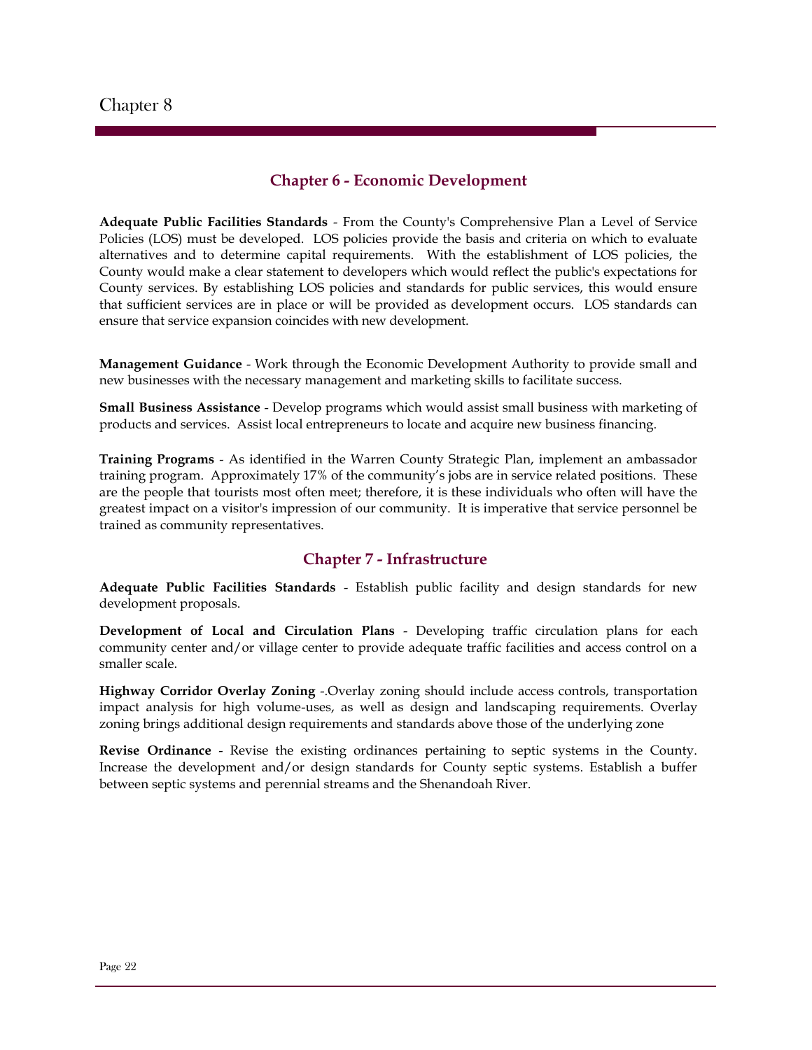## Chapter 6 - Economic Development

**Adequate Public Facilities Standards** - From the County's Comprehensive Plan a Level of Service Policies (LOS) must be developed. LOS policies provide the basis and criteria on which to evaluate alternatives and to determine capital requirements. With the establishment of LOS policies, the County would make a clear statement to developers which would reflect the public's expectations for County services. By establishing LOS policies and standards for public services, this would ensure that sufficient services are in place or will be provided as development occurs. LOS standards can ensure that service expansion coincides with new development.

**Management Guidance** - Work through the Economic Development Authority to provide small and new businesses with the necessary management and marketing skills to facilitate success.

**Small Business Assistance** - Develop programs which would assist small business with marketing of products and services. Assist local entrepreneurs to locate and acquire new business financing.

**Training Programs** - As identified in the Warren County Strategic Plan, implement an ambassador training program. Approximately 17% of the community's jobs are in service related positions. These are the people that tourists most often meet; therefore, it is these individuals who often will have the greatest impact on a visitor's impression of our community. It is imperative that service personnel be trained as community representatives.

## Chapter 7 - Infrastructure

**Adequate Public Facilities Standards** - Establish public facility and design standards for new development proposals.

**Development of Local and Circulation Plans** - Developing traffic circulation plans for each community center and/or village center to provide adequate traffic facilities and access control on a smaller scale.

**Highway Corridor Overlay Zoning** -.Overlay zoning should include access controls, transportation impact analysis for high volume-uses, as well as design and landscaping requirements. Overlay zoning brings additional design requirements and standards above those of the underlying zone

**Revise Ordinance** - Revise the existing ordinances pertaining to septic systems in the County. Increase the development and/or design standards for County septic systems. Establish a buffer between septic systems and perennial streams and the Shenandoah River.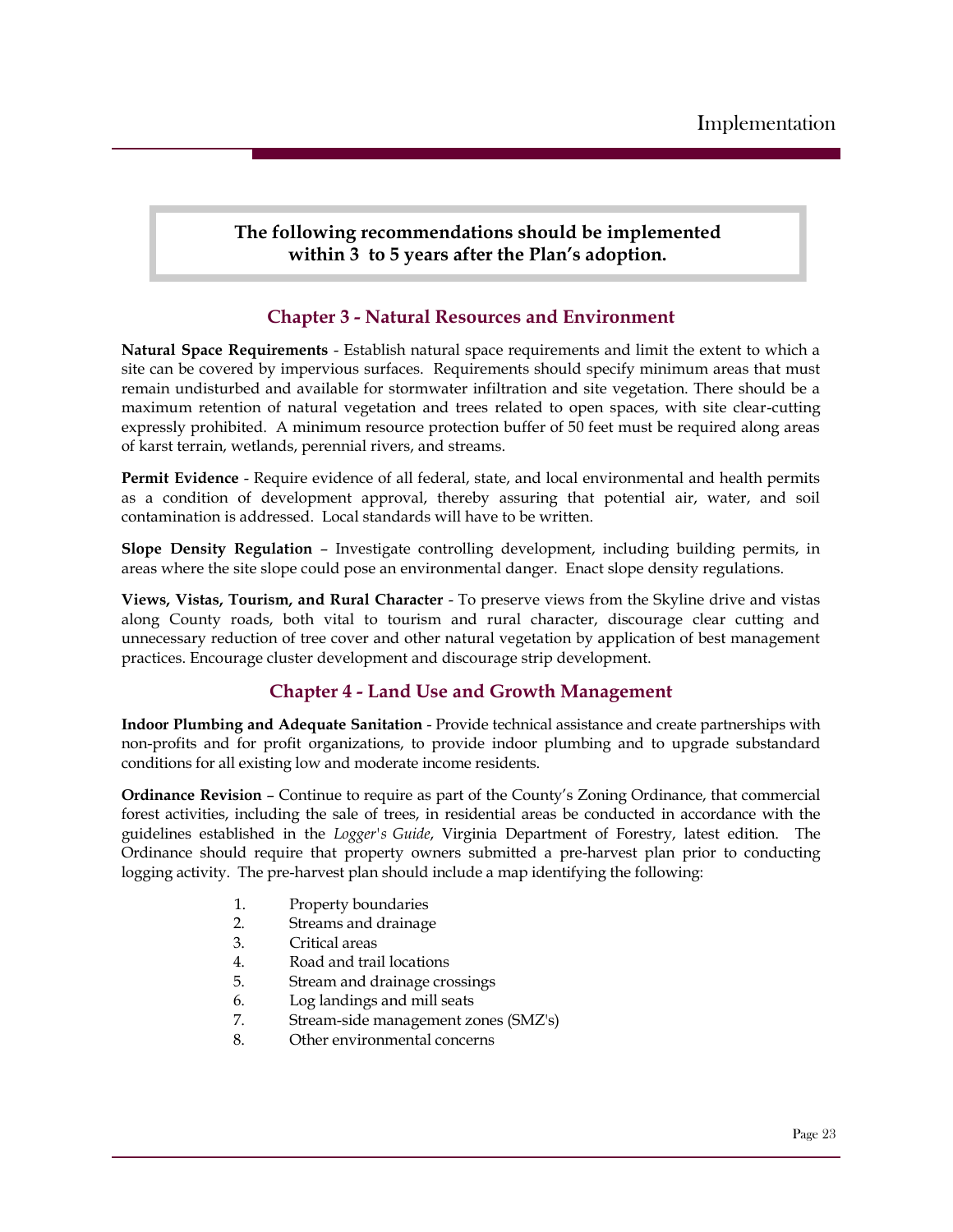**The following recommendations should be implemented within 3 to 5 years after the Plan's adoption.**

## Chapter 3 - Natural Resources and Environment

**Natural Space Requirements** - Establish natural space requirements and limit the extent to which a site can be covered by impervious surfaces. Requirements should specify minimum areas that must remain undisturbed and available for stormwater infiltration and site vegetation. There should be a maximum retention of natural vegetation and trees related to open spaces, with site clear-cutting expressly prohibited. A minimum resource protection buffer of 50 feet must be required along areas of karst terrain, wetlands, perennial rivers, and streams.

**Permit Evidence** - Require evidence of all federal, state, and local environmental and health permits as a condition of development approval, thereby assuring that potential air, water, and soil contamination is addressed. Local standards will have to be written.

**Slope Density Regulation** – Investigate controlling development, including building permits, in areas where the site slope could pose an environmental danger. Enact slope density regulations.

**Views, Vistas, Tourism, and Rural Character** - To preserve views from the Skyline drive and vistas along County roads, both vital to tourism and rural character, discourage clear cutting and unnecessary reduction of tree cover and other natural vegetation by application of best management practices. Encourage cluster development and discourage strip development.

## Chapter 4 - Land Use and Growth Management

**Indoor Plumbing and Adequate Sanitation** - Provide technical assistance and create partnerships with non-profits and for profit organizations, to provide indoor plumbing and to upgrade substandard conditions for all existing low and moderate income residents.

**Ordinance Revision** – Continue to require as part of the County's Zoning Ordinance, that commercial forest activities, including the sale of trees, in residential areas be conducted in accordance with the guidelines established in the *Logger's Guide*, Virginia Department of Forestry, latest edition. The Ordinance should require that property owners submitted a pre-harvest plan prior to conducting logging activity. The pre-harvest plan should include a map identifying the following:

1. Property boundaries
2. Streams and drainage
3. Critical areas
4. Road and trail locations
5. Stream and drainage crossings
6. Log landings and mill seats
7. Stream-side management zones (SMZ's)
8. Other environmental concerns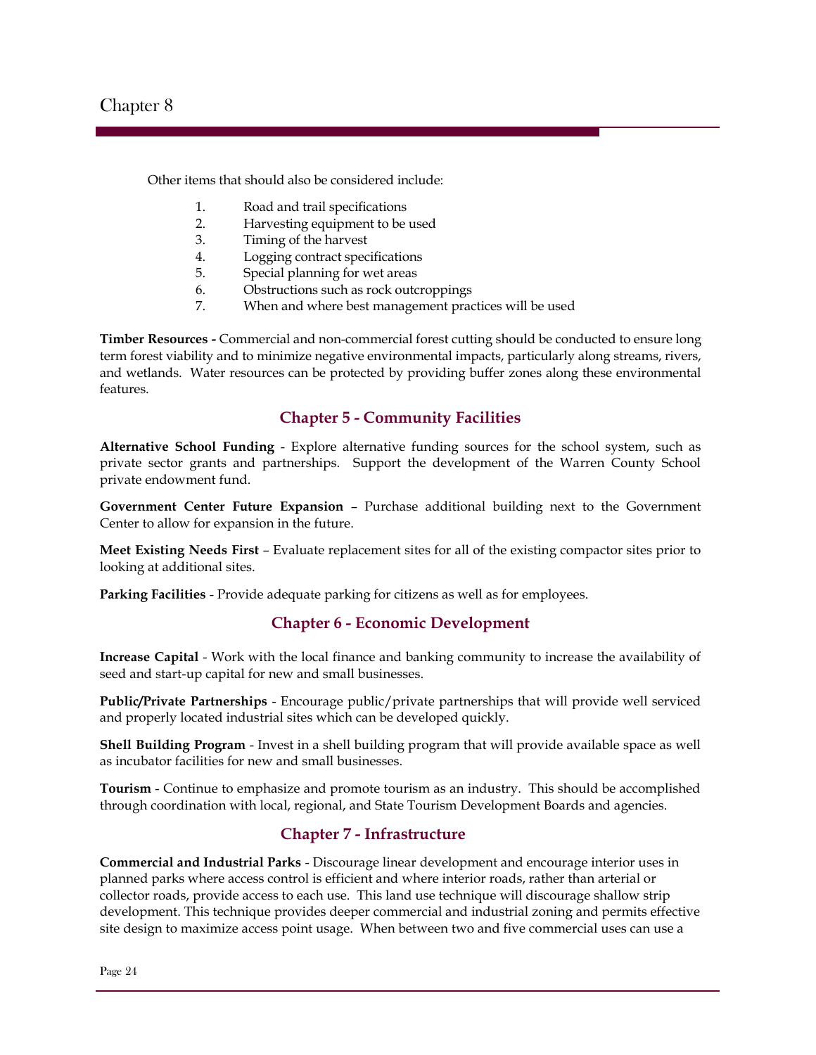Other items that should also be considered include:

1. Road and trail specifications
2. Harvesting equipment to be used
3. Timing of the harvest
4. Logging contract specifications
5. Special planning for wet areas
6. Obstructions such as rock outcroppings
7. When and where best management practices will be used

**Timber Resources -** Commercial and non-commercial forest cutting should be conducted to ensure long term forest viability and to minimize negative environmental impacts, particularly along streams, rivers, and wetlands. Water resources can be protected by providing buffer zones along these environmental features.

## Chapter 5 - Community Facilities

**Alternative School Funding** - Explore alternative funding sources for the school system, such as private sector grants and partnerships. Support the development of the Warren County School private endowment fund.

**Government Center Future Expansion** – Purchase additional building next to the Government Center to allow for expansion in the future.

**Meet Existing Needs First** – Evaluate replacement sites for all of the existing compactor sites prior to looking at additional sites.

**Parking Facilities** - Provide adequate parking for citizens as well as for employees.

## Chapter 6 - Economic Development

**Increase Capital** - Work with the local finance and banking community to increase the availability of seed and start-up capital for new and small businesses.

**Public/Private Partnerships** - Encourage public/private partnerships that will provide well serviced and properly located industrial sites which can be developed quickly.

**Shell Building Program** - Invest in a shell building program that will provide available space as well as incubator facilities for new and small businesses.

**Tourism** - Continue to emphasize and promote tourism as an industry. This should be accomplished through coordination with local, regional, and State Tourism Development Boards and agencies.

## Chapter 7 - Infrastructure

**Commercial and Industrial Parks** - Discourage linear development and encourage interior uses in planned parks where access control is efficient and where interior roads, rather than arterial or collector roads, provide access to each use. This land use technique will discourage shallow strip development. This technique provides deeper commercial and industrial zoning and permits effective site design to maximize access point usage. When between two and five commercial uses can use a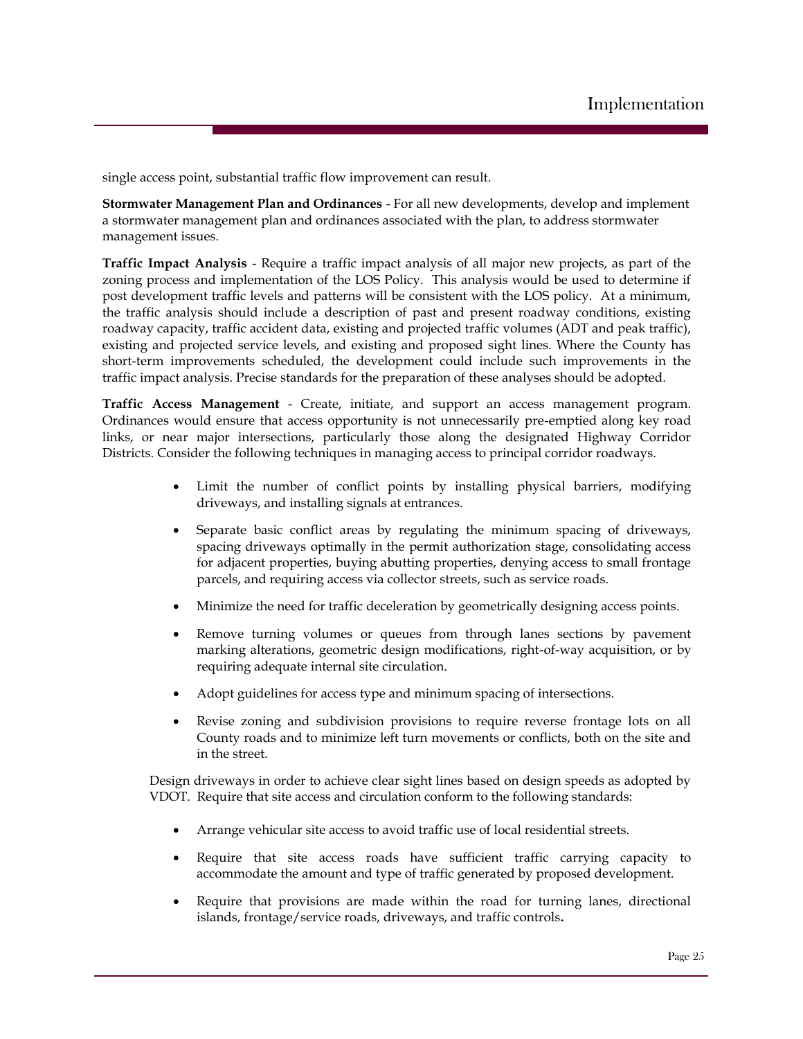single access point, substantial traffic flow improvement can result.

**Stormwater Management Plan and Ordinances** - For all new developments, develop and implement a stormwater management plan and ordinances associated with the plan, to address stormwater management issues.

**Traffic Impact Analysis** - Require a traffic impact analysis of all major new projects, as part of the zoning process and implementation of the LOS Policy. This analysis would be used to determine if post development traffic levels and patterns will be consistent with the LOS policy. At a minimum, the traffic analysis should include a description of past and present roadway conditions, existing roadway capacity, traffic accident data, existing and projected traffic volumes (ADT and peak traffic), existing and projected service levels, and existing and proposed sight lines. Where the County has short-term improvements scheduled, the development could include such improvements in the traffic impact analysis. Precise standards for the preparation of these analyses should be adopted.

**Traffic Access Management** - Create, initiate, and support an access management program. Ordinances would ensure that access opportunity is not unnecessarily pre-emptied along key road links, or near major intersections, particularly those along the designated Highway Corridor Districts. Consider the following techniques in managing access to principal corridor roadways.

- Limit the number of conflict points by installing physical barriers, modifying driveways, and installing signals at entrances.
- Separate basic conflict areas by regulating the minimum spacing of driveways, spacing driveways optimally in the permit authorization stage, consolidating access for adjacent properties, buying abutting properties, denying access to small frontage parcels, and requiring access via collector streets, such as service roads.
- Minimize the need for traffic deceleration by geometrically designing access points.
- Remove turning volumes or queues from through lanes sections by pavement marking alterations, geometric design modifications, right-of-way acquisition, or by requiring adequate internal site circulation.
- Adopt guidelines for access type and minimum spacing of intersections.
- Revise zoning and subdivision provisions to require reverse frontage lots on all County roads and to minimize left turn movements or conflicts, both on the site and in the street.

Design driveways in order to achieve clear sight lines based on design speeds as adopted by VDOT. Require that site access and circulation conform to the following standards:

- Arrange vehicular site access to avoid traffic use of local residential streets.
- Require that site access roads have sufficient traffic carrying capacity to accommodate the amount and type of traffic generated by proposed development.
- Require that provisions are made within the road for turning lanes, directional islands, frontage/service roads, driveways, and traffic controls.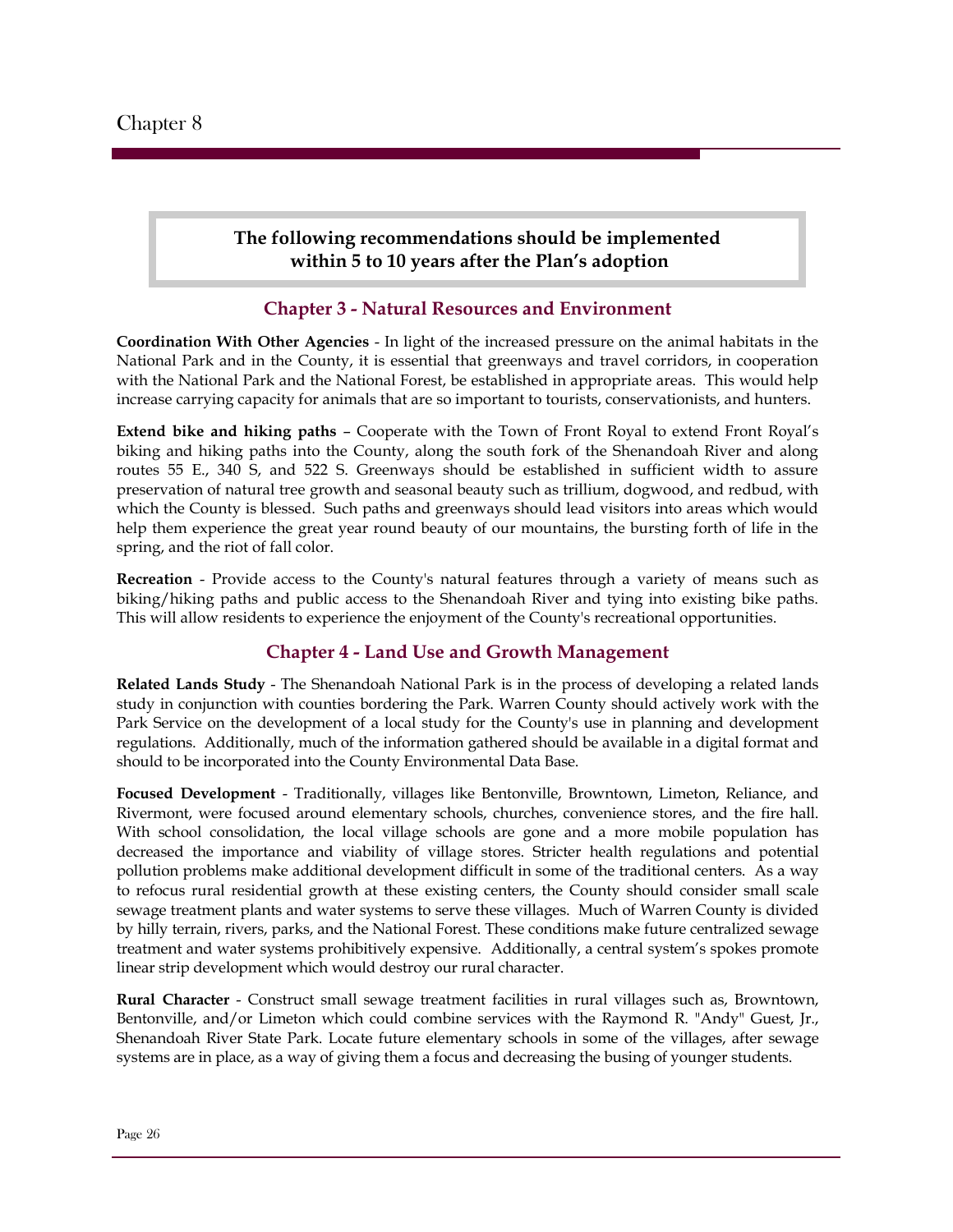**The following recommendations should be implemented within 5 to 10 years after the Plan's adoption**

## Chapter 3 - Natural Resources and Environment

**Coordination With Other Agencies** - In light of the increased pressure on the animal habitats in the National Park and in the County, it is essential that greenways and travel corridors, in cooperation with the National Park and the National Forest, be established in appropriate areas. This would help increase carrying capacity for animals that are so important to tourists, conservationists, and hunters.

**Extend bike and hiking paths** – Cooperate with the Town of Front Royal to extend Front Royal's biking and hiking paths into the County, along the south fork of the Shenandoah River and along routes 55 E., 340 S, and 522 S. Greenways should be established in sufficient width to assure preservation of natural tree growth and seasonal beauty such as trillium, dogwood, and redbud, with which the County is blessed. Such paths and greenways should lead visitors into areas which would help them experience the great year round beauty of our mountains, the bursting forth of life in the spring, and the riot of fall color.

**Recreation** - Provide access to the County's natural features through a variety of means such as biking/hiking paths and public access to the Shenandoah River and tying into existing bike paths. This will allow residents to experience the enjoyment of the County's recreational opportunities.

## Chapter 4 - Land Use and Growth Management

**Related Lands Study** - The Shenandoah National Park is in the process of developing a related lands study in conjunction with counties bordering the Park. Warren County should actively work with the Park Service on the development of a local study for the County's use in planning and development regulations. Additionally, much of the information gathered should be available in a digital format and should to be incorporated into the County Environmental Data Base.

**Focused Development** - Traditionally, villages like Bentonville, Browntown, Limeton, Reliance, and Rivermont, were focused around elementary schools, churches, convenience stores, and the fire hall. With school consolidation, the local village schools are gone and a more mobile population has decreased the importance and viability of village stores. Stricter health regulations and potential pollution problems make additional development difficult in some of the traditional centers. As a way to refocus rural residential growth at these existing centers, the County should consider small scale sewage treatment plants and water systems to serve these villages. Much of Warren County is divided by hilly terrain, rivers, parks, and the National Forest. These conditions make future centralized sewage treatment and water systems prohibitively expensive. Additionally, a central system's spokes promote linear strip development which would destroy our rural character.

**Rural Character** - Construct small sewage treatment facilities in rural villages such as, Browntown, Bentonville, and/or Limeton which could combine services with the Raymond R. "Andy" Guest, Jr., Shenandoah River State Park. Locate future elementary schools in some of the villages, after sewage systems are in place, as a way of giving them a focus and decreasing the busing of younger students.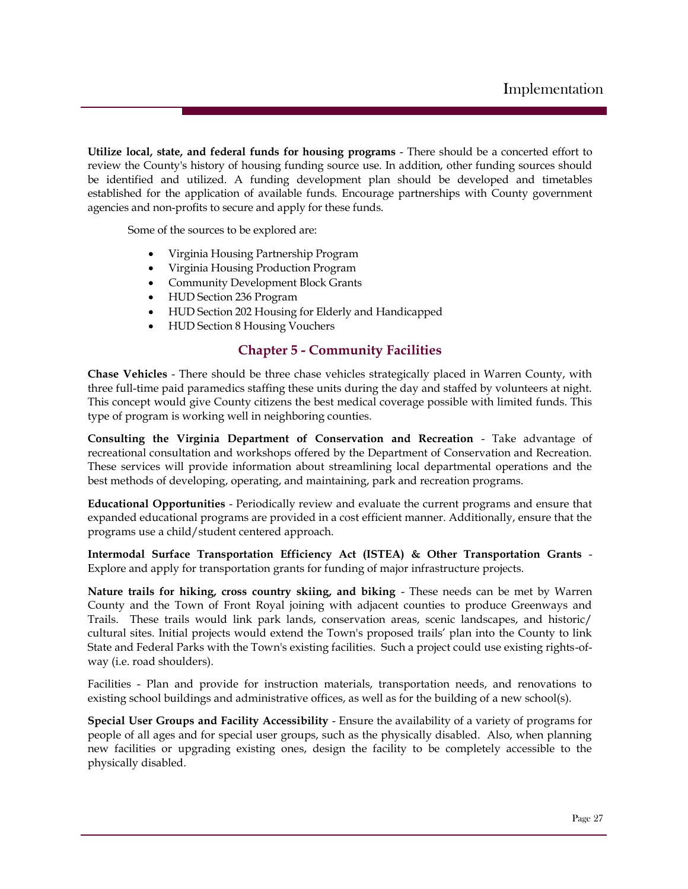**Utilize local, state, and federal funds for housing programs** - There should be a concerted effort to review the County's history of housing funding source use. In addition, other funding sources should be identified and utilized. A funding development plan should be developed and timetables established for the application of available funds. Encourage partnerships with County government agencies and non-profits to secure and apply for these funds.

Some of the sources to be explored are:

- Virginia Housing Partnership Program
- Virginia Housing Production Program
- Community Development Block Grants
- HUD Section 236 Program
- HUD Section 202 Housing for Elderly and Handicapped
- HUD Section 8 Housing Vouchers

## Chapter 5 - Community Facilities

**Chase Vehicles** - There should be three chase vehicles strategically placed in Warren County, with three full-time paid paramedics staffing these units during the day and staffed by volunteers at night. This concept would give County citizens the best medical coverage possible with limited funds. This type of program is working well in neighboring counties.

**Consulting the Virginia Department of Conservation and Recreation** - Take advantage of recreational consultation and workshops offered by the Department of Conservation and Recreation. These services will provide information about streamlining local departmental operations and the best methods of developing, operating, and maintaining, park and recreation programs.

**Educational Opportunities** - Periodically review and evaluate the current programs and ensure that expanded educational programs are provided in a cost efficient manner. Additionally, ensure that the programs use a child/student centered approach.

**Intermodal Surface Transportation Efficiency Act (ISTEA) & Other Transportation Grants** - Explore and apply for transportation grants for funding of major infrastructure projects.

**Nature trails for hiking, cross country skiing, and biking** - These needs can be met by Warren County and the Town of Front Royal joining with adjacent counties to produce Greenways and Trails. These trails would link park lands, conservation areas, scenic landscapes, and historic/ cultural sites. Initial projects would extend the Town's proposed trails' plan into the County to link State and Federal Parks with the Town's existing facilities. Such a project could use existing rights-of-way (i.e. road shoulders).

Facilities - Plan and provide for instruction materials, transportation needs, and renovations to existing school buildings and administrative offices, as well as for the building of a new school(s).

**Special User Groups and Facility Accessibility** - Ensure the availability of a variety of programs for people of all ages and for special user groups, such as the physically disabled. Also, when planning new facilities or upgrading existing ones, design the facility to be completely accessible to the physically disabled.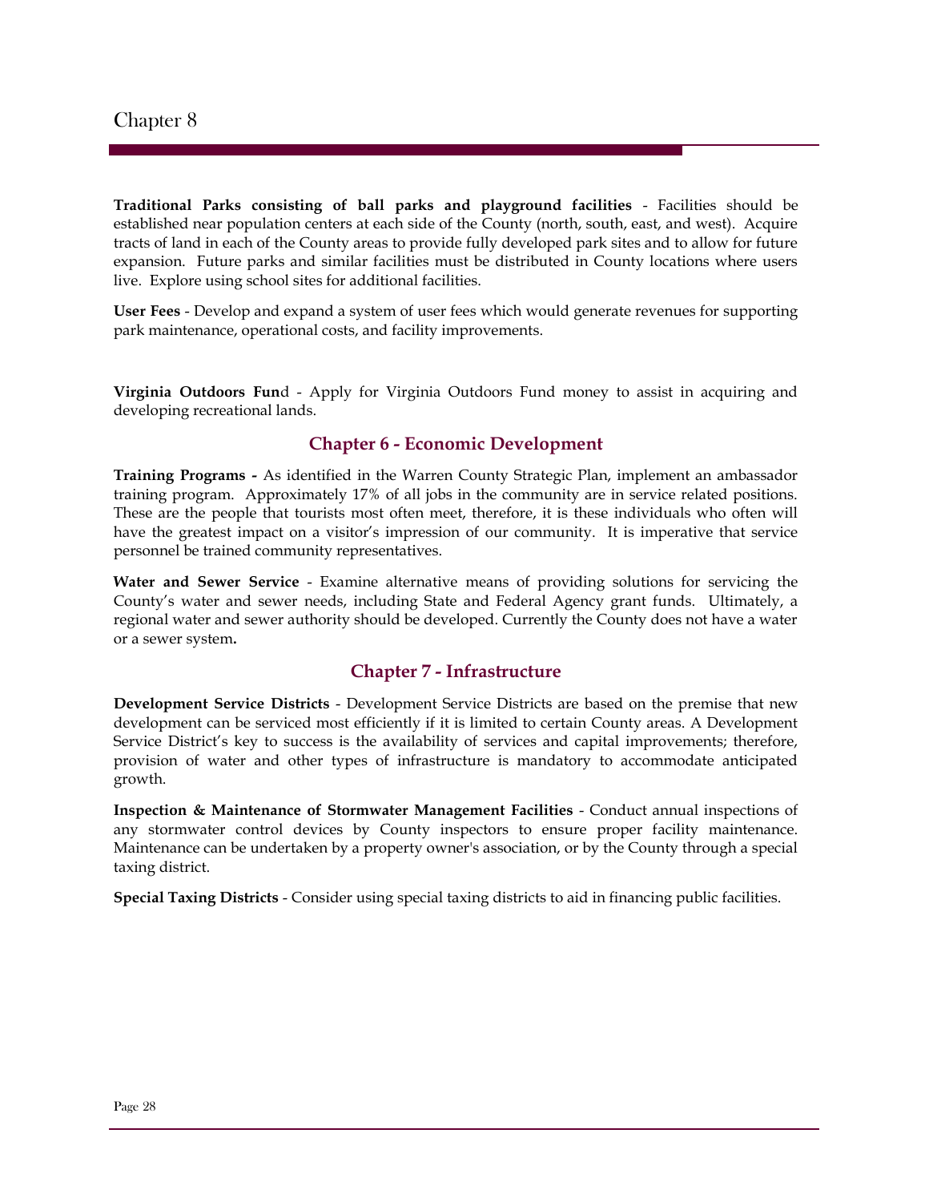**Traditional Parks consisting of ball parks and playground facilities** - Facilities should be established near population centers at each side of the County (north, south, east, and west). Acquire tracts of land in each of the County areas to provide fully developed park sites and to allow for future expansion. Future parks and similar facilities must be distributed in County locations where users live. Explore using school sites for additional facilities.

**User Fees** - Develop and expand a system of user fees which would generate revenues for supporting park maintenance, operational costs, and facility improvements.

**Virginia Outdoors Fun**d - Apply for Virginia Outdoors Fund money to assist in acquiring and developing recreational lands.

## Chapter 6 - Economic Development

**Training Programs -** As identified in the Warren County Strategic Plan, implement an ambassador training program. Approximately 17% of all jobs in the community are in service related positions. These are the people that tourists most often meet, therefore, it is these individuals who often will have the greatest impact on a visitor's impression of our community. It is imperative that service personnel be trained community representatives.

**Water and Sewer Service** - Examine alternative means of providing solutions for servicing the County's water and sewer needs, including State and Federal Agency grant funds. Ultimately, a regional water and sewer authority should be developed. Currently the County does not have a water or a sewer system**.**

## Chapter 7 - Infrastructure

**Development Service Districts** - Development Service Districts are based on the premise that new development can be serviced most efficiently if it is limited to certain County areas. A Development Service District's key to success is the availability of services and capital improvements; therefore, provision of water and other types of infrastructure is mandatory to accommodate anticipated growth.

**Inspection & Maintenance of Stormwater Management Facilities** - Conduct annual inspections of any stormwater control devices by County inspectors to ensure proper facility maintenance. Maintenance can be undertaken by a property owner's association, or by the County through a special taxing district.

**Special Taxing Districts** - Consider using special taxing districts to aid in financing public facilities.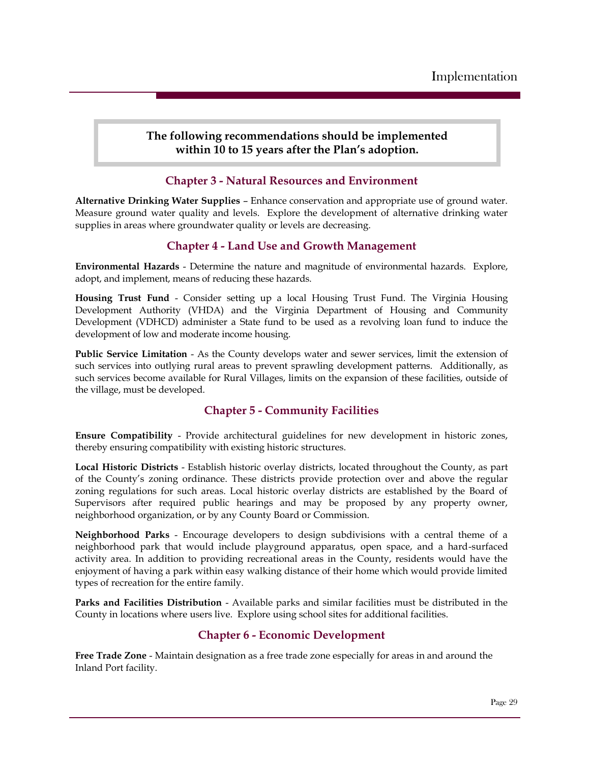**The following recommendations should be implemented within 10 to 15 years after the Plan's adoption.**

## Chapter 3 - Natural Resources and Environment

**Alternative Drinking Water Supplies** – Enhance conservation and appropriate use of ground water. Measure ground water quality and levels. Explore the development of alternative drinking water supplies in areas where groundwater quality or levels are decreasing.

## Chapter 4 - Land Use and Growth Management

**Environmental Hazards** - Determine the nature and magnitude of environmental hazards. Explore, adopt, and implement, means of reducing these hazards.

**Housing Trust Fund** - Consider setting up a local Housing Trust Fund. The Virginia Housing Development Authority (VHDA) and the Virginia Department of Housing and Community Development (VDHCD) administer a State fund to be used as a revolving loan fund to induce the development of low and moderate income housing.

**Public Service Limitation** - As the County develops water and sewer services, limit the extension of such services into outlying rural areas to prevent sprawling development patterns. Additionally, as such services become available for Rural Villages, limits on the expansion of these facilities, outside of the village, must be developed.

## Chapter 5 - Community Facilities

**Ensure Compatibility** - Provide architectural guidelines for new development in historic zones, thereby ensuring compatibility with existing historic structures.

**Local Historic Districts** - Establish historic overlay districts, located throughout the County, as part of the County's zoning ordinance. These districts provide protection over and above the regular zoning regulations for such areas. Local historic overlay districts are established by the Board of Supervisors after required public hearings and may be proposed by any property owner, neighborhood organization, or by any County Board or Commission.

**Neighborhood Parks** - Encourage developers to design subdivisions with a central theme of a neighborhood park that would include playground apparatus, open space, and a hard-surfaced activity area. In addition to providing recreational areas in the County, residents would have the enjoyment of having a park within easy walking distance of their home which would provide limited types of recreation for the entire family.

**Parks and Facilities Distribution** - Available parks and similar facilities must be distributed in the County in locations where users live. Explore using school sites for additional facilities.

## Chapter 6 - Economic Development

**Free Trade Zone** - Maintain designation as a free trade zone especially for areas in and around the Inland Port facility.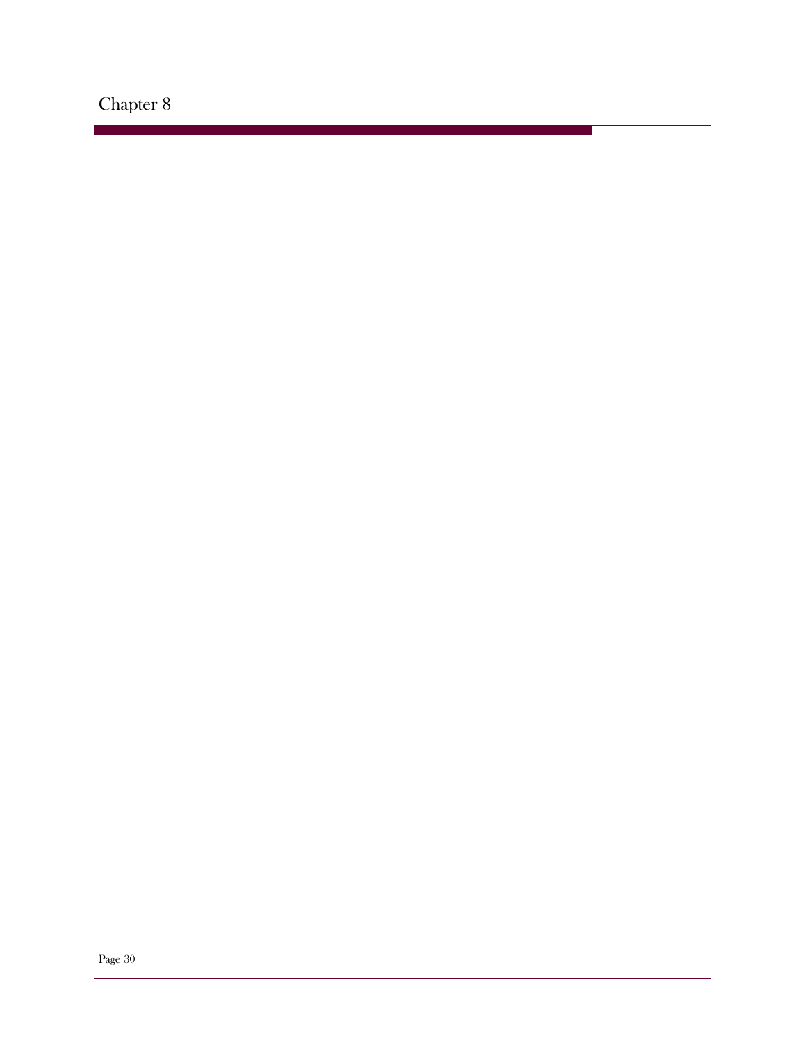# Chapter 8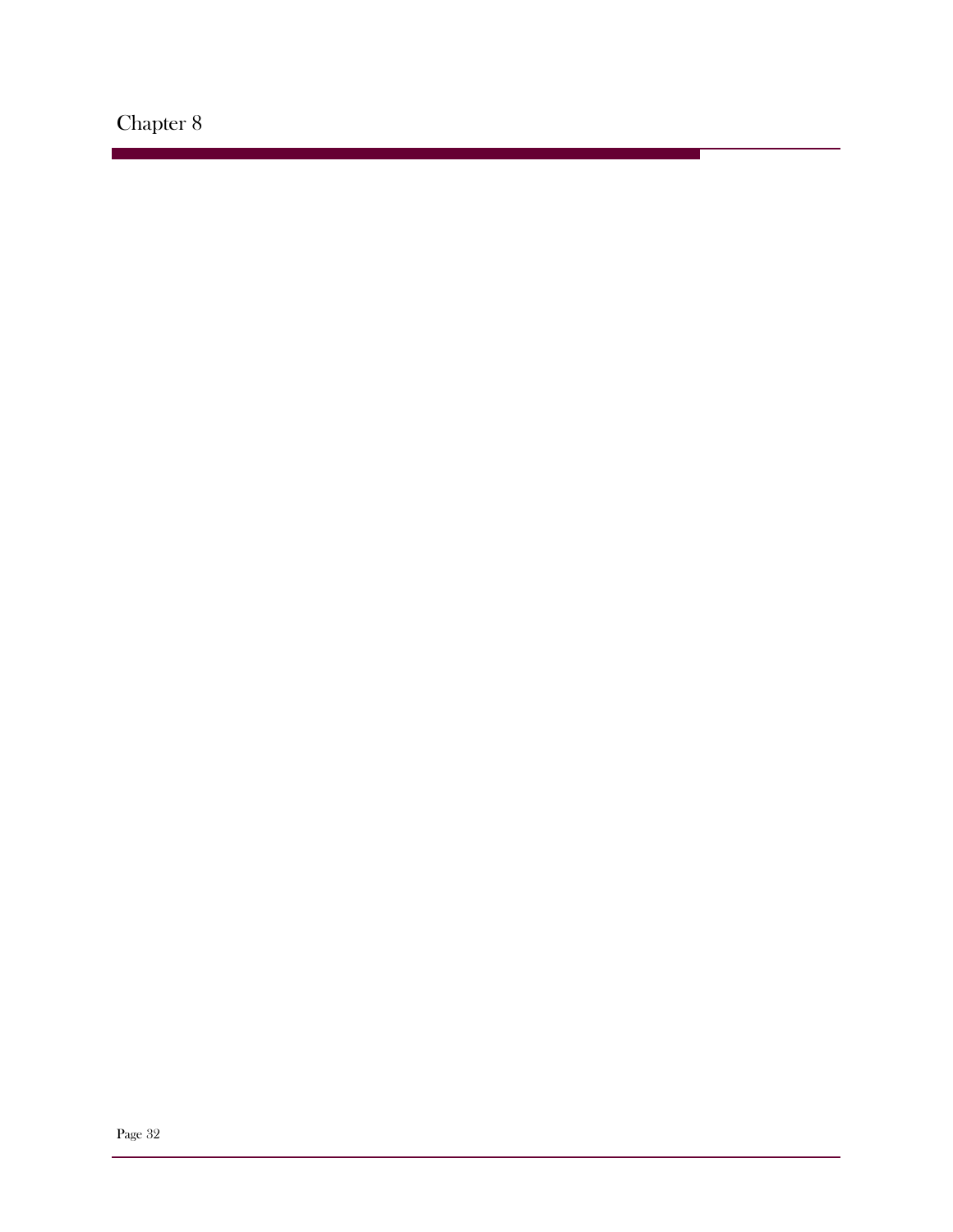# Chapter 8